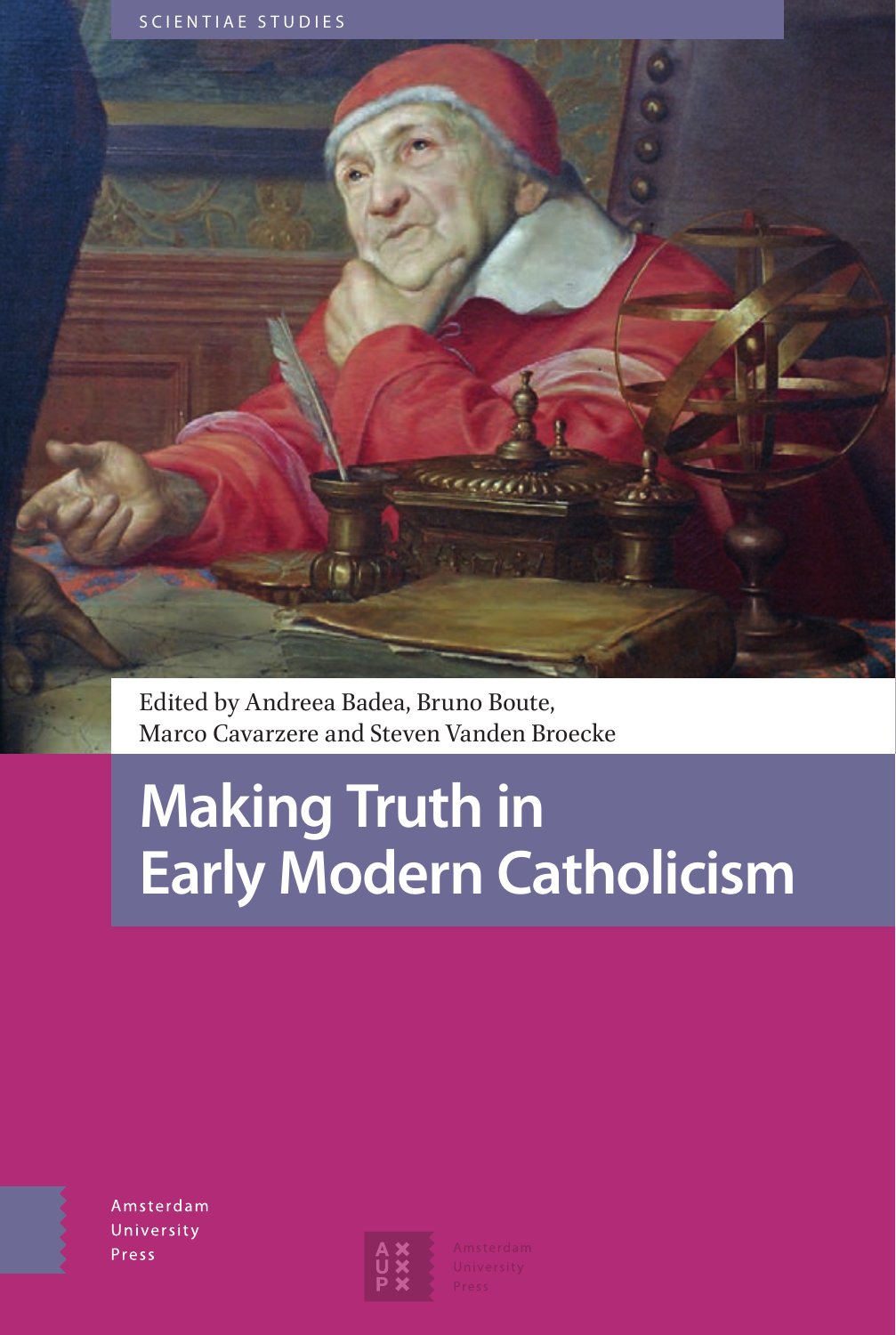SCIENTIAE STUDIES

Edited by Andreea Badea, Bruno Boute, Marco Cavarzere and Steven Vanden Broecke

# Making Truth in Early Modern Catholicism

Amsterdam University Press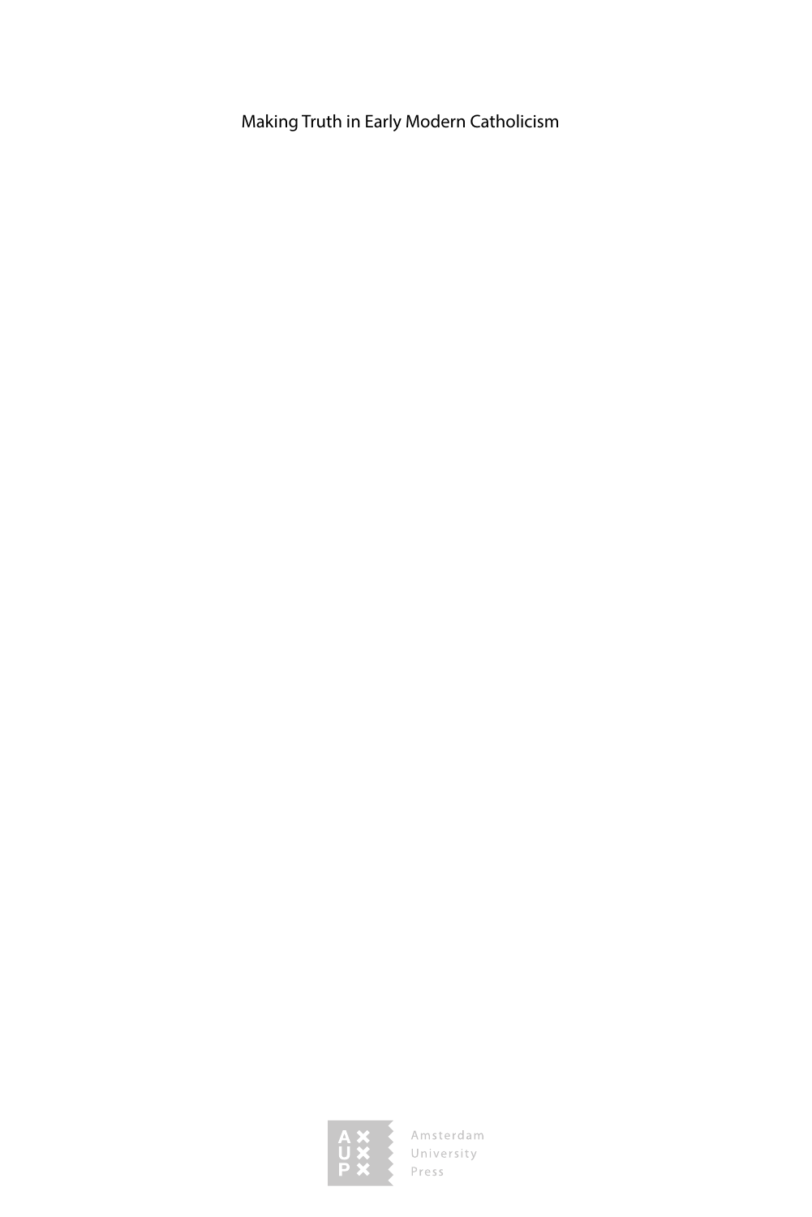Making Truth in Early Modern Catholicism

Amsterdam
University
Press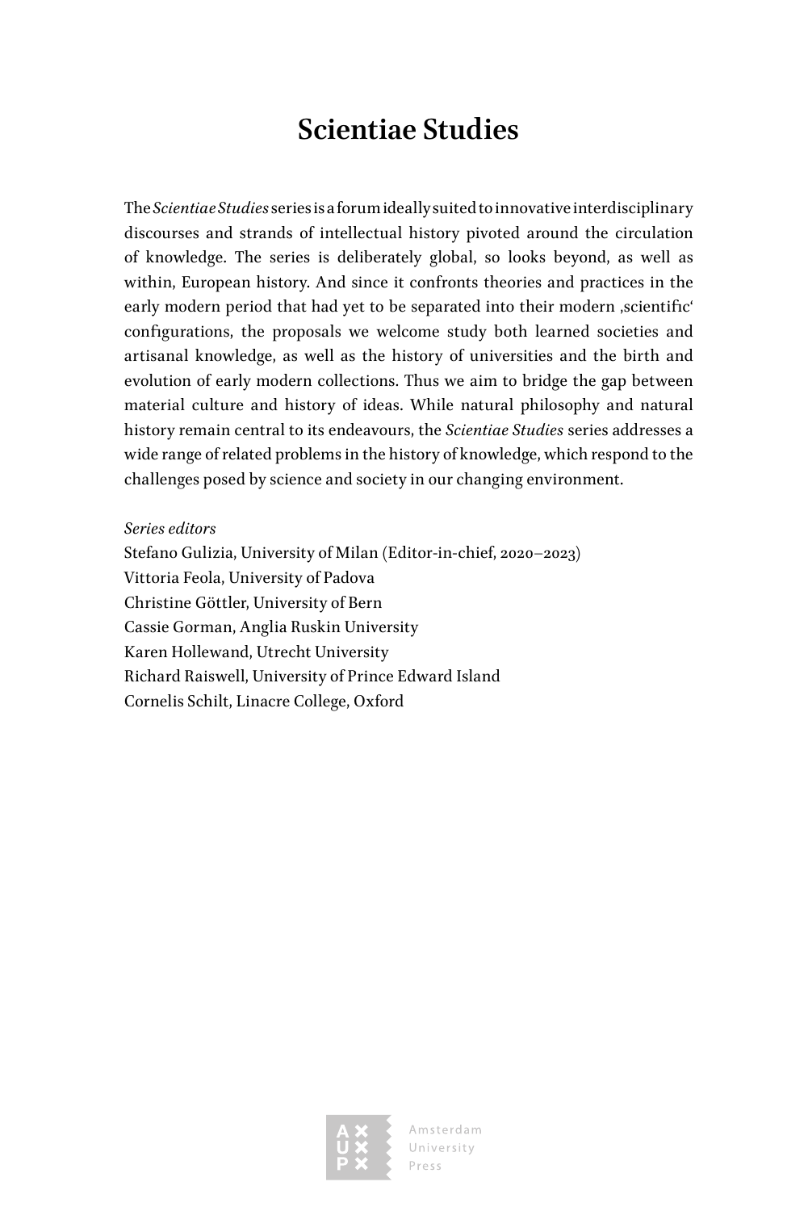# Scientiae Studies

The *Scientiae Studies* series is a forum ideally suited to innovative interdisciplinary discourses and strands of intellectual history pivoted around the circulation of knowledge. The series is deliberately global, so looks beyond, as well as within, European history. And since it confronts theories and practices in the early modern period that had yet to be separated into their modern ‚scientific' configurations, the proposals we welcome study both learned societies and artisanal knowledge, as well as the history of universities and the birth and evolution of early modern collections. Thus we aim to bridge the gap between material culture and history of ideas. While natural philosophy and natural history remain central to its endeavours, the *Scientiae Studies* series addresses a wide range of related problems in the history of knowledge, which respond to the challenges posed by science and society in our changing environment.

*Series editors*
Stefano Gulizia, University of Milan (Editor-in-chief, 2020–2023)
Vittoria Feola, University of Padova
Christine Göttler, University of Bern
Cassie Gorman, Anglia Ruskin University
Karen Hollewand, Utrecht University
Richard Raiswell, University of Prince Edward Island
Cornelis Schilt, Linacre College, Oxford

Amsterdam University Press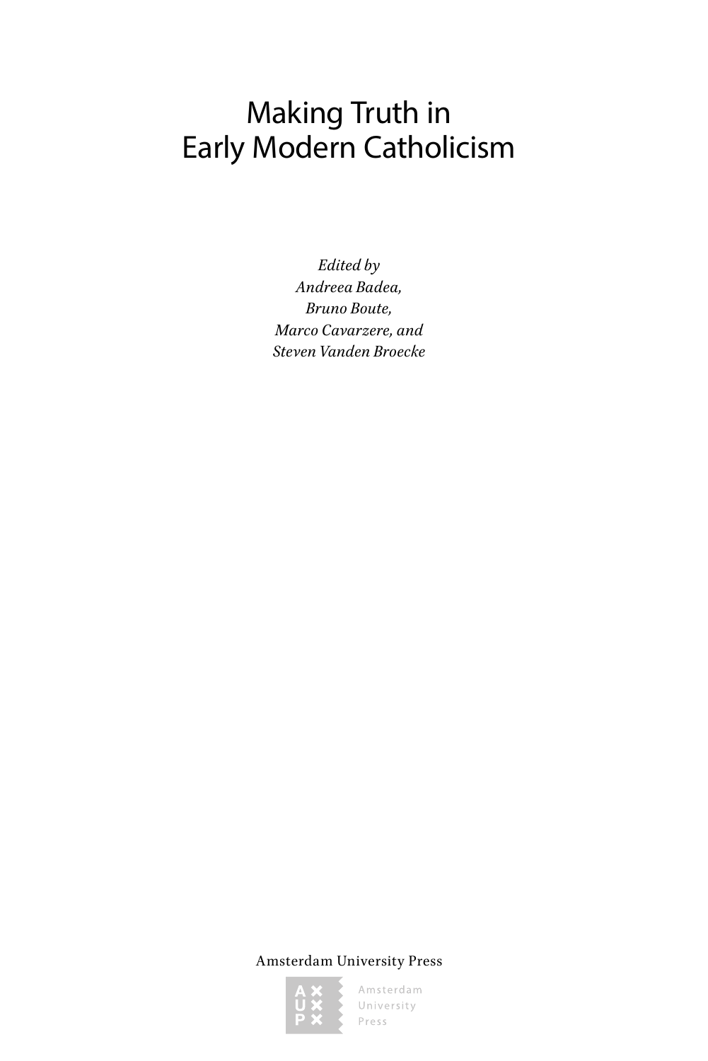# Making Truth in Early Modern Catholicism

*Edited by*
*Andreea Badea,*
*Bruno Boute,*
*Marco Cavarzere, and*
*Steven Vanden Broecke*

Amsterdam University Press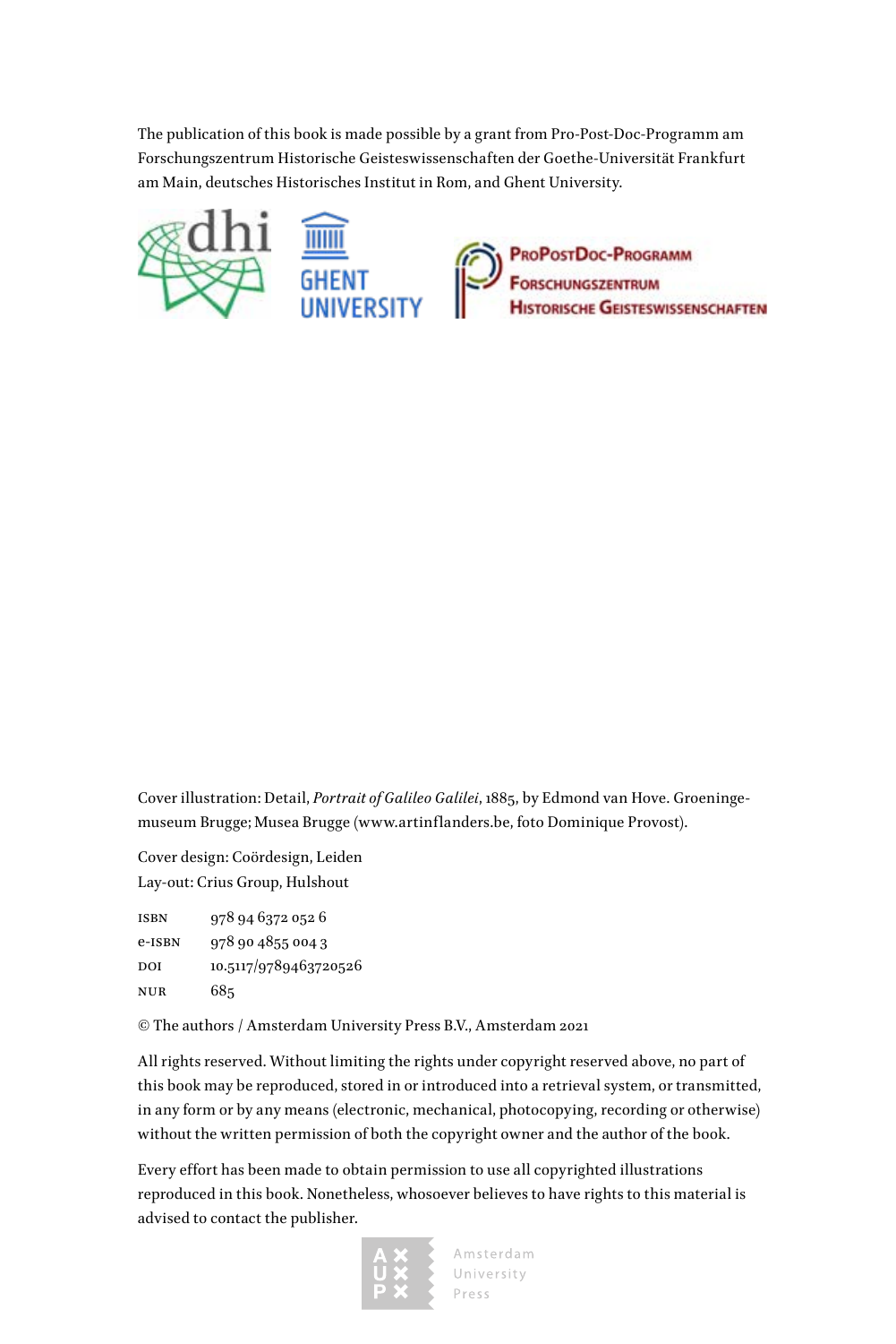The publication of this book is made possible by a grant from Pro-Post-Doc-Programm am Forschungszentrum Historische Geisteswissenschaften der Goethe-Universität Frankfurt am Main, deutsches Historisches Institut in Rom, and Ghent University.

Cover illustration: Detail, *Portrait of Galileo Galilei*, 1885, by Edmond van Hove. Groeningemuseum Brugge; Musea Brugge (www.artinflanders.be, foto Dominique Provost).

Cover design: Coördesign, Leiden
Lay-out: Crius Group, Hulshout

| | |
|---|---|
| ISBN | 978 94 6372 052 6 |
| e-ISBN | 978 90 4855 004 3 |
| DOI | 10.5117/9789463720526 |
| NUR | 685 |

© The authors / Amsterdam University Press B.V., Amsterdam 2021

All rights reserved. Without limiting the rights under copyright reserved above, no part of this book may be reproduced, stored in or introduced into a retrieval system, or transmitted, in any form or by any means (electronic, mechanical, photocopying, recording or otherwise) without the written permission of both the copyright owner and the author of the book.

Every effort has been made to obtain permission to use all copyrighted illustrations reproduced in this book. Nonetheless, whosoever believes to have rights to this material is advised to contact the publisher.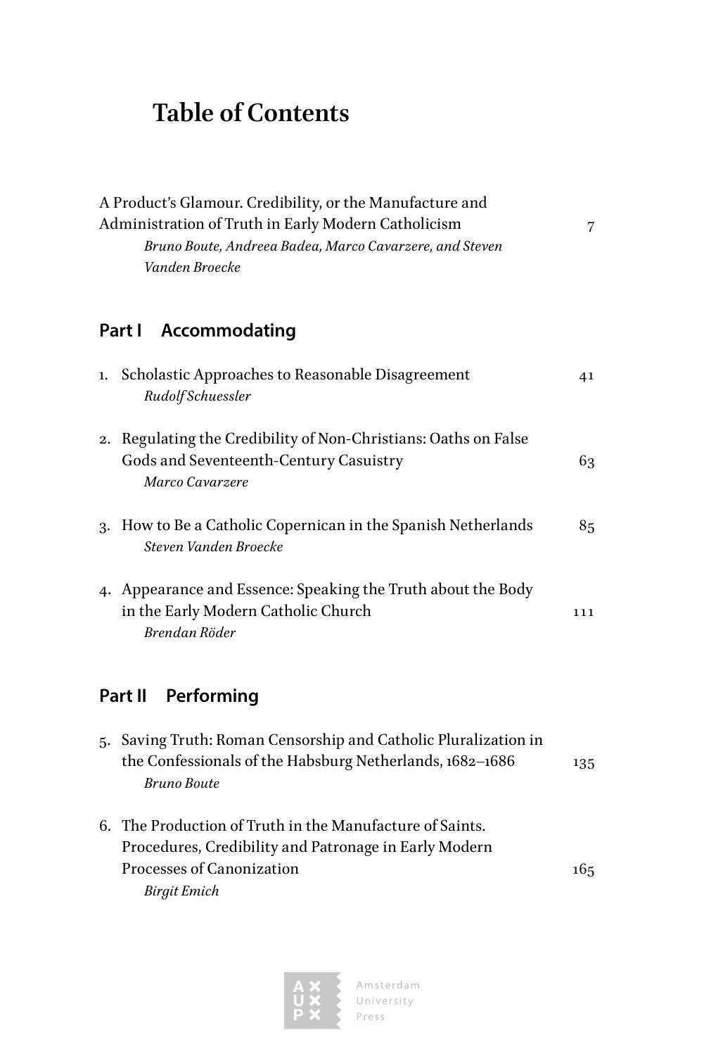# Table of Contents

A Product's Glamour. Credibility, or the Manufacture and Administration of Truth in Early Modern Catholicism 7
*Bruno Boute, Andreea Badea, Marco Cavarzere, and Steven Vanden Broecke*

## Part I Accommodating

1. Scholastic Approaches to Reasonable Disagreement 41
   *Rudolf Schuessler*

2. Regulating the Credibility of Non-Christians: Oaths on False Gods and Seventeenth-Century Casuistry 63
   *Marco Cavarzere*

3. How to Be a Catholic Copernican in the Spanish Netherlands 85
   *Steven Vanden Broecke*

4. Appearance and Essence: Speaking the Truth about the Body in the Early Modern Catholic Church 111
   *Brendan Röder*

## Part II Performing

5. Saving Truth: Roman Censorship and Catholic Pluralization in the Confessionals of the Habsburg Netherlands, 1682–1686 135
   *Bruno Boute*

6. The Production of Truth in the Manufacture of Saints. Procedures, Credibility and Patronage in Early Modern Processes of Canonization 165
   *Birgit Emich*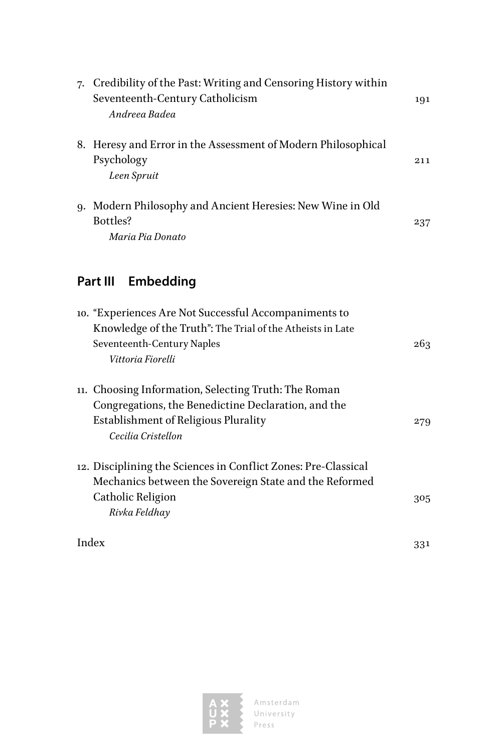7. Credibility of the Past: Writing and Censoring History within Seventeenth-Century Catholicism 191
   *Andreea Badea*

8. Heresy and Error in the Assessment of Modern Philosophical Psychology 211
   *Leen Spruit*

9. Modern Philosophy and Ancient Heresies: New Wine in Old Bottles? 237
   *Maria Pia Donato*

## Part III Embedding

10. "Experiences Are Not Successful Accompaniments to Knowledge of the Truth": The Trial of the Atheists in Late Seventeenth-Century Naples 263
    *Vittoria Fiorelli*

11. Choosing Information, Selecting Truth: The Roman Congregations, the Benedictine Declaration, and the Establishment of Religious Plurality 279
    *Cecilia Cristellon*

12. Disciplining the Sciences in Conflict Zones: Pre-Classical Mechanics between the Sovereign State and the Reformed Catholic Religion 305
    *Rivka Feldhay*

Index 331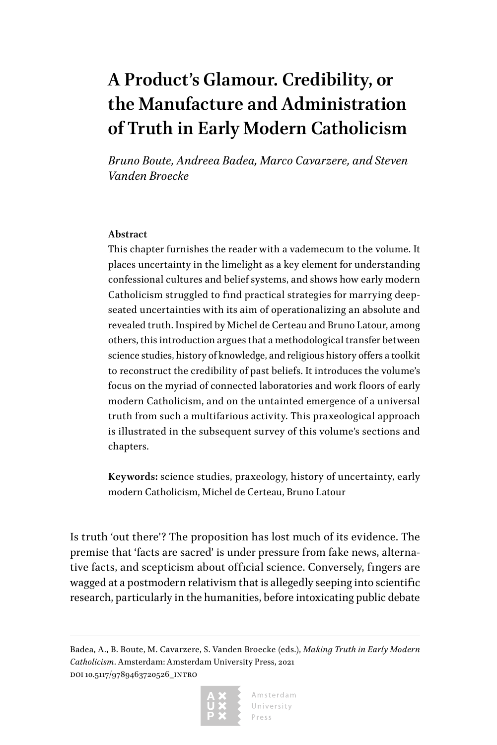# A Product's Glamour. Credibility, or the Manufacture and Administration of Truth in Early Modern Catholicism

*Bruno Boute, Andreea Badea, Marco Cavarzere, and Steven Vanden Broecke*

**Abstract**

This chapter furnishes the reader with a vademecum to the volume. It places uncertainty in the limelight as a key element for understanding confessional cultures and belief systems, and shows how early modern Catholicism struggled to find practical strategies for marrying deep-seated uncertainties with its aim of operationalizing an absolute and revealed truth. Inspired by Michel de Certeau and Bruno Latour, among others, this introduction argues that a methodological transfer between science studies, history of knowledge, and religious history offers a toolkit to reconstruct the credibility of past beliefs. It introduces the volume's focus on the myriad of connected laboratories and work floors of early modern Catholicism, and on the untainted emergence of a universal truth from such a multifarious activity. This praxeological approach is illustrated in the subsequent survey of this volume's sections and chapters.

**Keywords:** science studies, praxeology, history of uncertainty, early modern Catholicism, Michel de Certeau, Bruno Latour

Is truth 'out there'? The proposition has lost much of its evidence. The premise that 'facts are sacred' is under pressure from fake news, alternative facts, and scepticism about official science. Conversely, fingers are wagged at a postmodern relativism that is allegedly seeping into scientific research, particularly in the humanities, before intoxicating public debate

Badea, A., B. Boute, M. Cavarzere, S. Vanden Broecke (eds.), *Making Truth in Early Modern Catholicism*. Amsterdam: Amsterdam University Press, 2021
DOI 10.5117/9789463720526_INTRO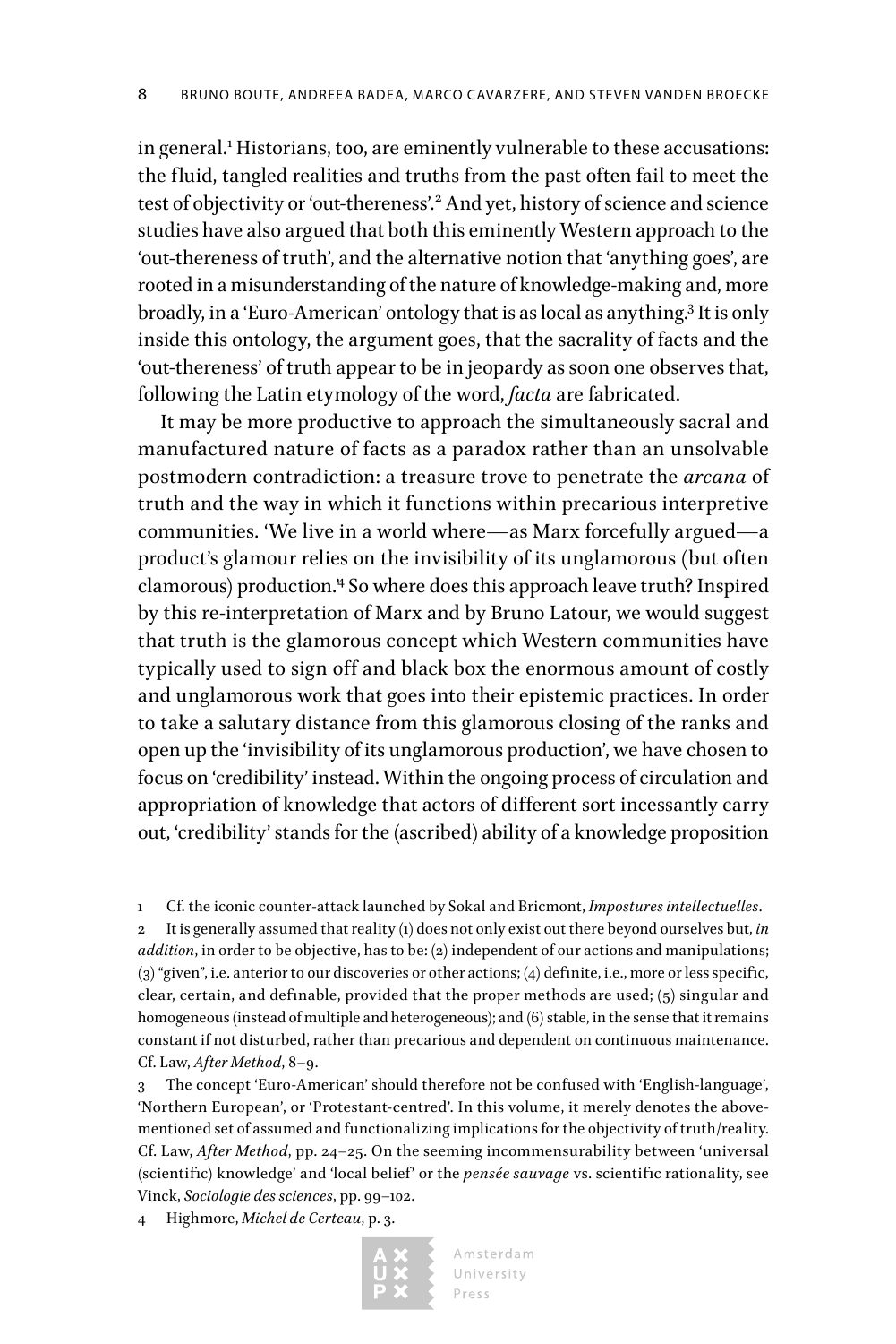in general.[1] Historians, too, are eminently vulnerable to these accusations: the fluid, tangled realities and truths from the past often fail to meet the test of objectivity or 'out-thereness'.[2] And yet, history of science and science studies have also argued that both this eminently Western approach to the 'out-thereness of truth', and the alternative notion that 'anything goes', are rooted in a misunderstanding of the nature of knowledge-making and, more broadly, in a 'Euro-American' ontology that is as local as anything.[3] It is only inside this ontology, the argument goes, that the sacrality of facts and the 'out-thereness' of truth appear to be in jeopardy as soon one observes that, following the Latin etymology of the word, *facta* are fabricated.

It may be more productive to approach the simultaneously sacral and manufactured nature of facts as a paradox rather than an unsolvable postmodern contradiction: a treasure trove to penetrate the *arcana* of truth and the way in which it functions within precarious interpretive communities. 'We live in a world where—as Marx forcefully argued—a product's glamour relies on the invisibility of its unglamorous (but often clamorous) production.'[4] So where does this approach leave truth? Inspired by this re-interpretation of Marx and by Bruno Latour, we would suggest that truth is the glamorous concept which Western communities have typically used to sign off and black box the enormous amount of costly and unglamorous work that goes into their epistemic practices. In order to take a salutary distance from this glamorous closing of the ranks and open up the 'invisibility of its unglamorous production', we have chosen to focus on 'credibility' instead. Within the ongoing process of circulation and appropriation of knowledge that actors of different sort incessantly carry out, 'credibility' stands for the (ascribed) ability of a knowledge proposition

1 Cf. the iconic counter-attack launched by Sokal and Bricmont, *Impostures intellectuelles*.

2 It is generally assumed that reality (1) does not only exist out there beyond ourselves but, *in addition*, in order to be objective, has to be: (2) independent of our actions and manipulations; (3) "given", i.e. anterior to our discoveries or other actions; (4) definite, i.e., more or less specific, clear, certain, and definable, provided that the proper methods are used; (5) singular and homogeneous (instead of multiple and heterogeneous); and (6) stable, in the sense that it remains constant if not disturbed, rather than precarious and dependent on continuous maintenance. Cf. Law, *After Method*, 8–9.

3 The concept 'Euro-American' should therefore not be confused with 'English-language', 'Northern European', or 'Protestant-centred'. In this volume, it merely denotes the above-mentioned set of assumed and functionalizing implications for the objectivity of truth/reality. Cf. Law, *After Method*, pp. 24–25. On the seeming incommensurability between 'universal (scientific) knowledge' and 'local belief' or the *pensée sauvage* vs. scientific rationality, see Vinck, *Sociologie des sciences*, pp. 99–102.

4 Highmore, *Michel de Certeau*, p. 3.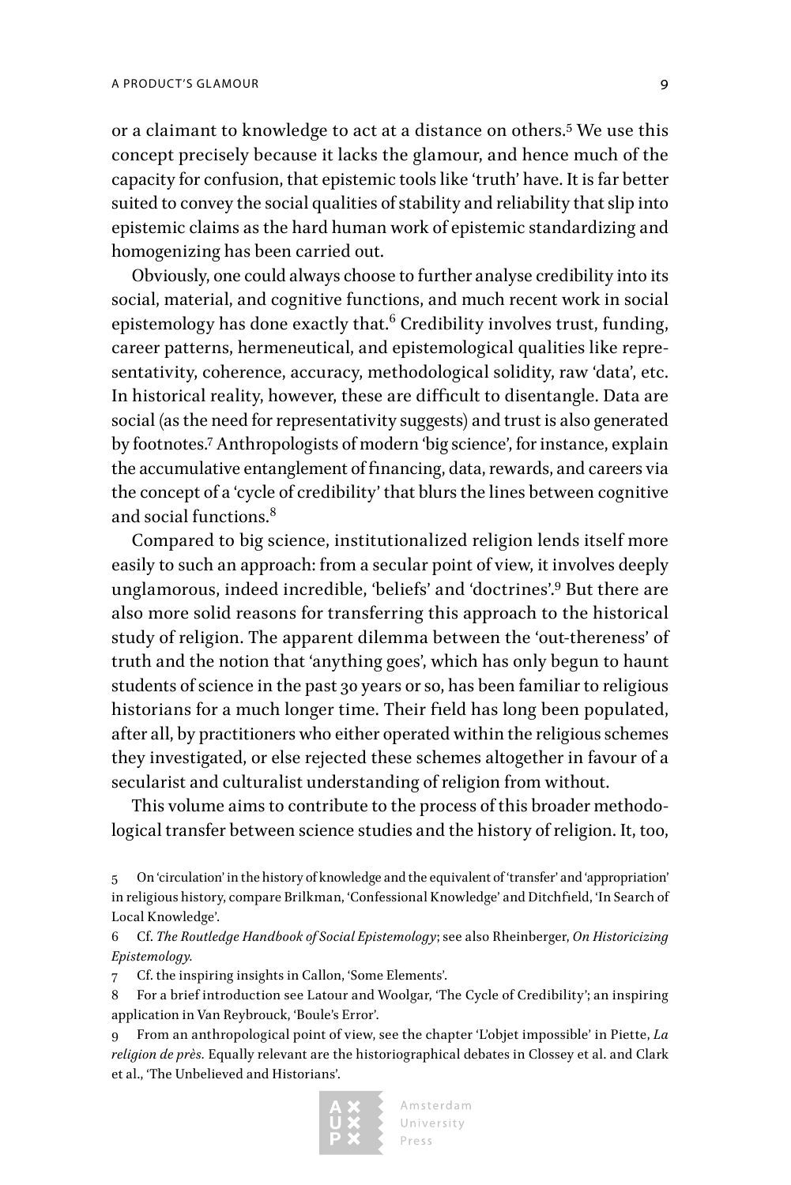or a claimant to knowledge to act at a distance on others.[5] We use this concept precisely because it lacks the glamour, and hence much of the capacity for confusion, that epistemic tools like 'truth' have. It is far better suited to convey the social qualities of stability and reliability that slip into epistemic claims as the hard human work of epistemic standardizing and homogenizing has been carried out.

Obviously, one could always choose to further analyse credibility into its social, material, and cognitive functions, and much recent work in social epistemology has done exactly that.[6] Credibility involves trust, funding, career patterns, hermeneutical, and epistemological qualities like representativity, coherence, accuracy, methodological solidity, raw 'data', etc. In historical reality, however, these are difficult to disentangle. Data are social (as the need for representativity suggests) and trust is also generated by footnotes.[7] Anthropologists of modern 'big science', for instance, explain the accumulative entanglement of financing, data, rewards, and careers via the concept of a 'cycle of credibility' that blurs the lines between cognitive and social functions.[8]

Compared to big science, institutionalized religion lends itself more easily to such an approach: from a secular point of view, it involves deeply unglamorous, indeed incredible, 'beliefs' and 'doctrines'.[9] But there are also more solid reasons for transferring this approach to the historical study of religion. The apparent dilemma between the 'out-thereness' of truth and the notion that 'anything goes', which has only begun to haunt students of science in the past 30 years or so, has been familiar to religious historians for a much longer time. Their field has long been populated, after all, by practitioners who either operated within the religious schemes they investigated, or else rejected these schemes altogether in favour of a secularist and culturalist understanding of religion from without.

This volume aims to contribute to the process of this broader methodological transfer between science studies and the history of religion. It, too,

5 On 'circulation' in the history of knowledge and the equivalent of 'transfer' and 'appropriation' in religious history, compare Brilkman, 'Confessional Knowledge' and Ditchfield, 'In Search of Local Knowledge'.

6 Cf. *The Routledge Handbook of Social Epistemology*; see also Rheinberger, *On Historicizing Epistemology.*

7 Cf. the inspiring insights in Callon, 'Some Elements'.

8 For a brief introduction see Latour and Woolgar, 'The Cycle of Credibility'; an inspiring application in Van Reybrouck, 'Boule's Error'.

9 From an anthropological point of view, see the chapter 'L'objet impossible' in Piette, *La religion de près.* Equally relevant are the historiographical debates in Clossey et al. and Clark et al., 'The Unbelieved and Historians'.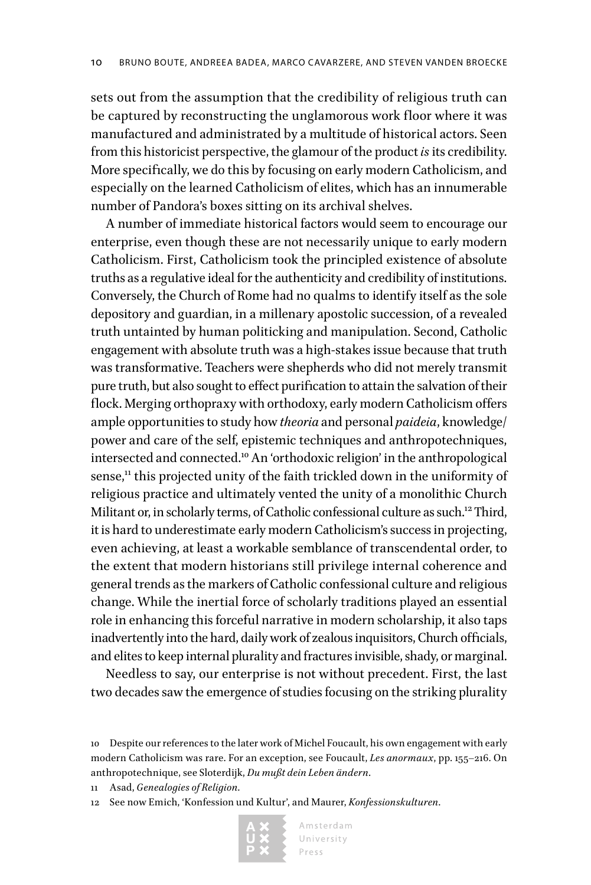sets out from the assumption that the credibility of religious truth can be captured by reconstructing the unglamorous work floor where it was manufactured and administrated by a multitude of historical actors. Seen from this historicist perspective, the glamour of the product *is* its credibility. More specifically, we do this by focusing on early modern Catholicism, and especially on the learned Catholicism of elites, which has an innumerable number of Pandora's boxes sitting on its archival shelves.

A number of immediate historical factors would seem to encourage our enterprise, even though these are not necessarily unique to early modern Catholicism. First, Catholicism took the principled existence of absolute truths as a regulative ideal for the authenticity and credibility of institutions. Conversely, the Church of Rome had no qualms to identify itself as the sole depository and guardian, in a millenary apostolic succession, of a revealed truth untainted by human politicking and manipulation. Second, Catholic engagement with absolute truth was a high-stakes issue because that truth was transformative. Teachers were shepherds who did not merely transmit pure truth, but also sought to effect purification to attain the salvation of their flock. Merging orthopraxy with orthodoxy, early modern Catholicism offers ample opportunities to study how *theoria* and personal *paideia*, knowledge/power and care of the self, epistemic techniques and anthropotechniques, intersected and connected.[10] An 'orthodoxic religion' in the anthropological sense,[11] this projected unity of the faith trickled down in the uniformity of religious practice and ultimately vented the unity of a monolithic Church Militant or, in scholarly terms, of Catholic confessional culture as such.[12] Third, it is hard to underestimate early modern Catholicism's success in projecting, even achieving, at least a workable semblance of transcendental order, to the extent that modern historians still privilege internal coherence and general trends as the markers of Catholic confessional culture and religious change. While the inertial force of scholarly traditions played an essential role in enhancing this forceful narrative in modern scholarship, it also taps inadvertently into the hard, daily work of zealous inquisitors, Church officials, and elites to keep internal plurality and fractures invisible, shady, or marginal.

Needless to say, our enterprise is not without precedent. First, the last two decades saw the emergence of studies focusing on the striking plurality

10 Despite our references to the later work of Michel Foucault, his own engagement with early modern Catholicism was rare. For an exception, see Foucault, *Les anormaux*, pp. 155–216. On anthropotechnique, see Sloterdijk, *Du mußt dein Leben ändern*.

11 Asad, *Genealogies of Religion*.

12 See now Emich, 'Konfession und Kultur', and Maurer, *Konfessionskulturen*.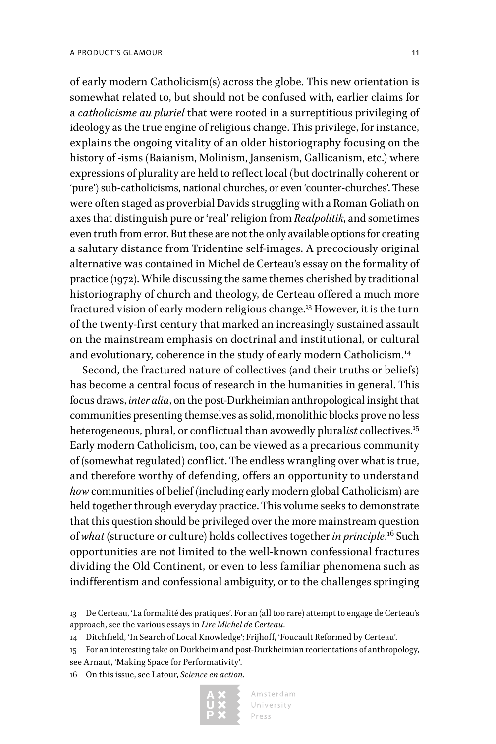of early modern Catholicism(s) across the globe. This new orientation is somewhat related to, but should not be confused with, earlier claims for a *catholicisme au pluriel* that were rooted in a surreptitious privileging of ideology as the true engine of religious change. This privilege, for instance, explains the ongoing vitality of an older historiography focusing on the history of -isms (Baianism, Molinism, Jansenism, Gallicanism, etc.) where expressions of plurality are held to reflect local (but doctrinally coherent or 'pure') sub-catholicisms, national churches, or even 'counter-churches'. These were often staged as proverbial Davids struggling with a Roman Goliath on axes that distinguish pure or 'real' religion from *Realpolitik*, and sometimes even truth from error. But these are not the only available options for creating a salutary distance from Tridentine self-images. A precociously original alternative was contained in Michel de Certeau's essay on the formality of practice (1972). While discussing the same themes cherished by traditional historiography of church and theology, de Certeau offered a much more fractured vision of early modern religious change.[13] However, it is the turn of the twenty-first century that marked an increasingly sustained assault on the mainstream emphasis on doctrinal and institutional, or cultural and evolutionary, coherence in the study of early modern Catholicism.[14]

Second, the fractured nature of collectives (and their truths or beliefs) has become a central focus of research in the humanities in general. This focus draws, *inter alia*, on the post-Durkheimian anthropological insight that communities presenting themselves as solid, monolithic blocks prove no less heterogeneous, plural, or conflictual than avowedly plural*ist* collectives.[15] Early modern Catholicism, too, can be viewed as a precarious community of (somewhat regulated) conflict. The endless wrangling over what is true, and therefore worthy of defending, offers an opportunity to understand *how* communities of belief (including early modern global Catholicism) are held together through everyday practice. This volume seeks to demonstrate that this question should be privileged over the more mainstream question of *what* (structure or culture) holds collectives together *in principle*.[16] Such opportunities are not limited to the well-known confessional fractures dividing the Old Continent, or even to less familiar phenomena such as indifferentism and confessional ambiguity, or to the challenges springing

13 De Certeau, 'La formalité des pratiques'. For an (all too rare) attempt to engage de Certeau's approach, see the various essays in *Lire Michel de Certeau.*

14 Ditchfield, 'In Search of Local Knowledge'; Frijhoff, 'Foucault Reformed by Certeau'.

15 For an interesting take on Durkheim and post-Durkheimian reorientations of anthropology, see Arnaut, 'Making Space for Performativity'.

16 On this issue, see Latour, *Science en action.*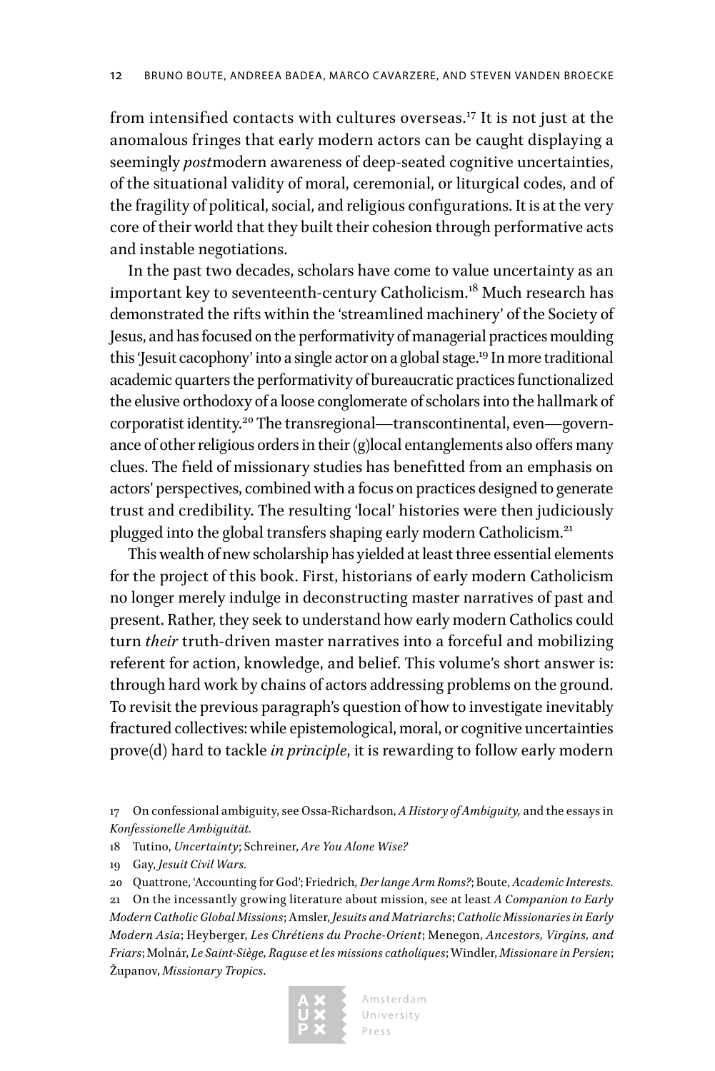from intensified contacts with cultures overseas.[17] It is not just at the anomalous fringes that early modern actors can be caught displaying a seemingly *post*modern awareness of deep-seated cognitive uncertainties, of the situational validity of moral, ceremonial, or liturgical codes, and of the fragility of political, social, and religious configurations. It is at the very core of their world that they built their cohesion through performative acts and instable negotiations.

In the past two decades, scholars have come to value uncertainty as an important key to seventeenth-century Catholicism.[18] Much research has demonstrated the rifts within the 'streamlined machinery' of the Society of Jesus, and has focused on the performativity of managerial practices moulding this 'Jesuit cacophony' into a single actor on a global stage.[19] In more traditional academic quarters the performativity of bureaucratic practices functionalized the elusive orthodoxy of a loose conglomerate of scholars into the hallmark of corporatist identity.[20] The transregional—transcontinental, even—governance of other religious orders in their (g)local entanglements also offers many clues. The field of missionary studies has benefitted from an emphasis on actors' perspectives, combined with a focus on practices designed to generate trust and credibility. The resulting 'local' histories were then judiciously plugged into the global transfers shaping early modern Catholicism.[21]

This wealth of new scholarship has yielded at least three essential elements for the project of this book. First, historians of early modern Catholicism no longer merely indulge in deconstructing master narratives of past and present. Rather, they seek to understand how early modern Catholics could turn *their* truth-driven master narratives into a forceful and mobilizing referent for action, knowledge, and belief. This volume's short answer is: through hard work by chains of actors addressing problems on the ground. To revisit the previous paragraph's question of how to investigate inevitably fractured collectives: while epistemological, moral, or cognitive uncertainties prove(d) hard to tackle *in principle*, it is rewarding to follow early modern

17 On confessional ambiguity, see Ossa-Richardson, *A History of Ambiguity,* and the essays in *Konfessionelle Ambiguität.*

18 Tutino, *Uncertainty*; Schreiner, *Are You Alone Wise?*

19 Gay, *Jesuit Civil Wars.*

20 Quattrone, 'Accounting for God'; Friedrich*, Der lange Arm Roms?*; Boute, *Academic Interests.*

21 On the incessantly growing literature about mission, see at least *A Companion to Early Modern Catholic Global Missions*; Amsler, *Jesuits and Matriarchs*; *Catholic Missionaries in Early Modern Asia*; Heyberger, *Les Chrétiens du Proche-Orient*; Menegon, *Ancestors, Virgins, and Friars*; Molnár, *Le Saint-Siège, Raguse et les missions catholiques*; Windler, *Missionare in Persien*; Županov, *Missionary Tropics*.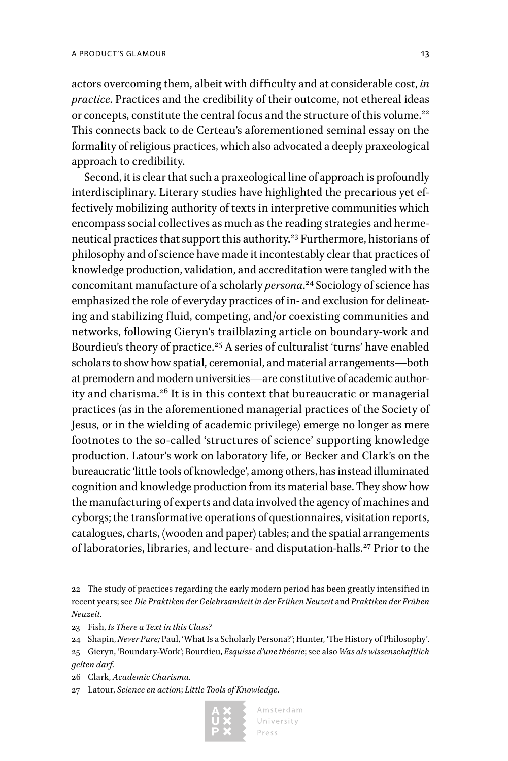actors overcoming them, albeit with difficulty and at considerable cost, *in practice*. Practices and the credibility of their outcome, not ethereal ideas or concepts, constitute the central focus and the structure of this volume.[22] This connects back to de Certeau's aforementioned seminal essay on the formality of religious practices, which also advocated a deeply praxeological approach to credibility.

Second, it is clear that such a praxeological line of approach is profoundly interdisciplinary. Literary studies have highlighted the precarious yet effectively mobilizing authority of texts in interpretive communities which encompass social collectives as much as the reading strategies and hermeneutical practices that support this authority.[23] Furthermore, historians of philosophy and of science have made it incontestably clear that practices of knowledge production, validation, and accreditation were tangled with the concomitant manufacture of a scholarly *persona*.[24] Sociology of science has emphasized the role of everyday practices of in- and exclusion for delineating and stabilizing fluid, competing, and/or coexisting communities and networks, following Gieryn's trailblazing article on boundary-work and Bourdieu's theory of practice.[25] A series of culturalist 'turns' have enabled scholars to show how spatial, ceremonial, and material arrangements—both at premodern and modern universities—are constitutive of academic authority and charisma.[26] It is in this context that bureaucratic or managerial practices (as in the aforementioned managerial practices of the Society of Jesus, or in the wielding of academic privilege) emerge no longer as mere footnotes to the so-called 'structures of science' supporting knowledge production. Latour's work on laboratory life, or Becker and Clark's on the bureaucratic 'little tools of knowledge', among others, has instead illuminated cognition and knowledge production from its material base. They show how the manufacturing of experts and data involved the agency of machines and cyborgs; the transformative operations of questionnaires, visitation reports, catalogues, charts, (wooden and paper) tables; and the spatial arrangements of laboratories, libraries, and lecture- and disputation-halls.[27] Prior to the

22 The study of practices regarding the early modern period has been greatly intensified in recent years; see *Die Praktiken der Gelehrsamkeit in der Frühen Neuzeit* and *Praktiken der Frühen Neuzeit.*

23 Fish, *Is There a Text in this Class?*

24 Shapin, *Never Pure;* Paul, 'What Is a Scholarly Persona?'; Hunter, 'The History of Philosophy'.

25 Gieryn, 'Boundary-Work'; Bourdieu, *Esquisse d'une théorie*; see also *Was als wissenschaftlich gelten darf.*

26 Clark, *Academic Charisma.*

27 Latour, *Science en action*; *Little Tools of Knowledge*.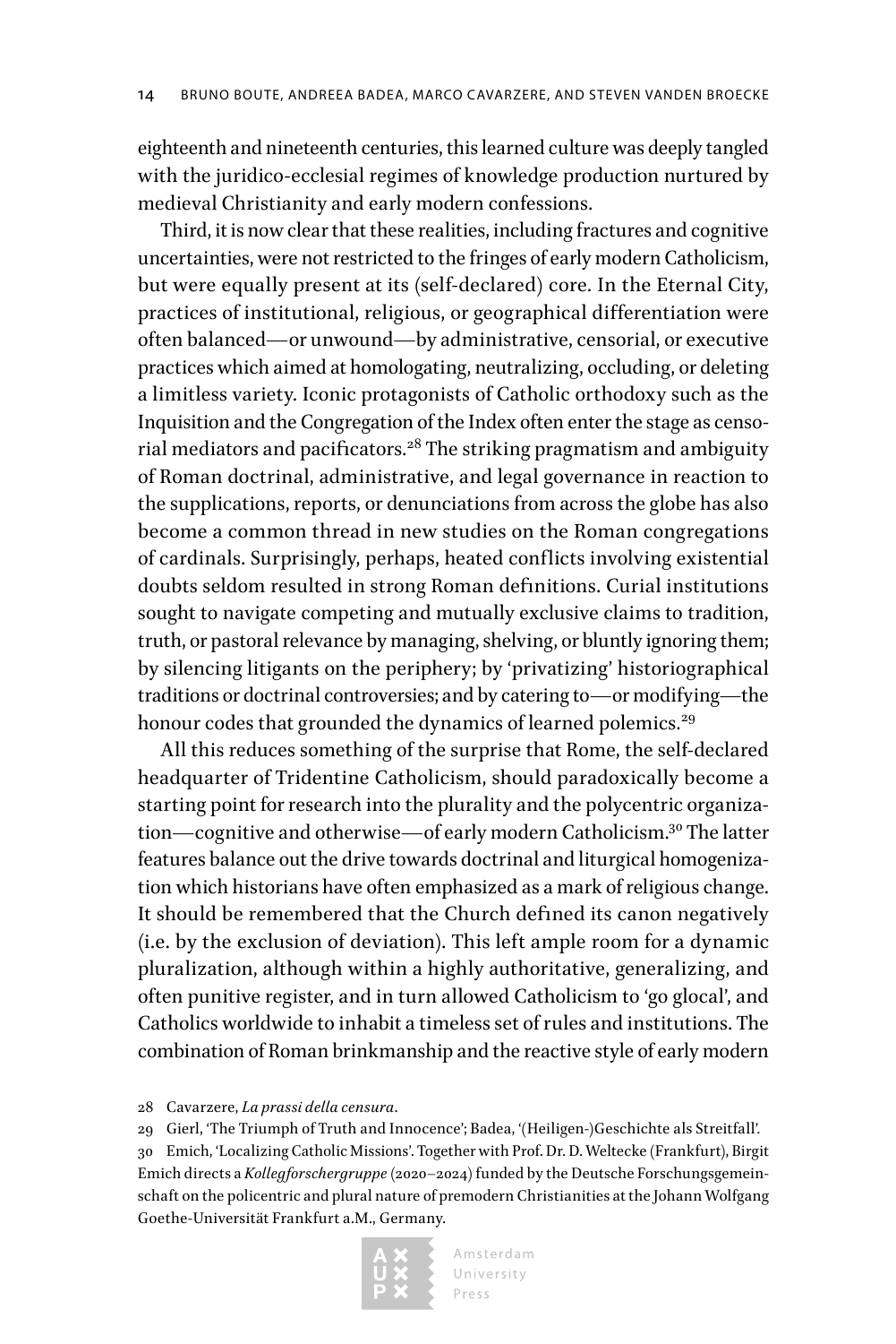eighteenth and nineteenth centuries, this learned culture was deeply tangled with the juridico-ecclesial regimes of knowledge production nurtured by medieval Christianity and early modern confessions.

Third, it is now clear that these realities, including fractures and cognitive uncertainties, were not restricted to the fringes of early modern Catholicism, but were equally present at its (self-declared) core. In the Eternal City, practices of institutional, religious, or geographical differentiation were often balanced—or unwound—by administrative, censorial, or executive practices which aimed at homologating, neutralizing, occluding, or deleting a limitless variety. Iconic protagonists of Catholic orthodoxy such as the Inquisition and the Congregation of the Index often enter the stage as censorial mediators and pacificators.[28] The striking pragmatism and ambiguity of Roman doctrinal, administrative, and legal governance in reaction to the supplications, reports, or denunciations from across the globe has also become a common thread in new studies on the Roman congregations of cardinals. Surprisingly, perhaps, heated conflicts involving existential doubts seldom resulted in strong Roman definitions. Curial institutions sought to navigate competing and mutually exclusive claims to tradition, truth, or pastoral relevance by managing, shelving, or bluntly ignoring them; by silencing litigants on the periphery; by 'privatizing' historiographical traditions or doctrinal controversies; and by catering to—or modifying—the honour codes that grounded the dynamics of learned polemics.[29]

All this reduces something of the surprise that Rome, the self-declared headquarter of Tridentine Catholicism, should paradoxically become a starting point for research into the plurality and the polycentric organization—cognitive and otherwise—of early modern Catholicism.[30] The latter features balance out the drive towards doctrinal and liturgical homogenization which historians have often emphasized as a mark of religious change. It should be remembered that the Church defined its canon negatively (i.e. by the exclusion of deviation). This left ample room for a dynamic pluralization, although within a highly authoritative, generalizing, and often punitive register, and in turn allowed Catholicism to 'go glocal', and Catholics worldwide to inhabit a timeless set of rules and institutions. The combination of Roman brinkmanship and the reactive style of early modern

28 Cavarzere, *La prassi della censura*.

29 Gierl, 'The Triumph of Truth and Innocence'; Badea, '(Heiligen-)Geschichte als Streitfall'.

30 Emich, 'Localizing Catholic Missions'. Together with Prof. Dr. D. Weltecke (Frankfurt), Birgit Emich directs a *Kollegforschergruppe* (2020–2024) funded by the Deutsche Forschungsgemeinschaft on the policentric and plural nature of premodern Christianities at the Johann Wolfgang Goethe-Universität Frankfurt a.M., Germany.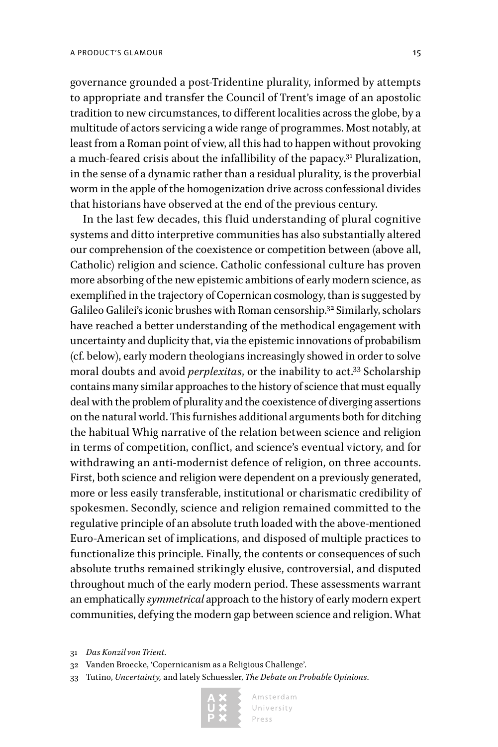governance grounded a post-Tridentine plurality, informed by attempts to appropriate and transfer the Council of Trent's image of an apostolic tradition to new circumstances, to different localities across the globe, by a multitude of actors servicing a wide range of programmes. Most notably, at least from a Roman point of view, all this had to happen without provoking a much-feared crisis about the infallibility of the papacy.[31] Pluralization, in the sense of a dynamic rather than a residual plurality, is the proverbial worm in the apple of the homogenization drive across confessional divides that historians have observed at the end of the previous century.

In the last few decades, this fluid understanding of plural cognitive systems and ditto interpretive communities has also substantially altered our comprehension of the coexistence or competition between (above all, Catholic) religion and science. Catholic confessional culture has proven more absorbing of the new epistemic ambitions of early modern science, as exemplified in the trajectory of Copernican cosmology, than is suggested by Galileo Galilei's iconic brushes with Roman censorship.[32] Similarly, scholars have reached a better understanding of the methodical engagement with uncertainty and duplicity that, via the epistemic innovations of probabilism (cf. below), early modern theologians increasingly showed in order to solve moral doubts and avoid *perplexitas*, or the inability to act.[33] Scholarship contains many similar approaches to the history of science that must equally deal with the problem of plurality and the coexistence of diverging assertions on the natural world. This furnishes additional arguments both for ditching the habitual Whig narrative of the relation between science and religion in terms of competition, conflict, and science's eventual victory, and for withdrawing an anti-modernist defence of religion, on three accounts. First, both science and religion were dependent on a previously generated, more or less easily transferable, institutional or charismatic credibility of spokesmen. Secondly, science and religion remained committed to the regulative principle of an absolute truth loaded with the above-mentioned Euro-American set of implications, and disposed of multiple practices to functionalize this principle. Finally, the contents or consequences of such absolute truths remained strikingly elusive, controversial, and disputed throughout much of the early modern period. These assessments warrant an emphatically *symmetrical* approach to the history of early modern expert communities, defying the modern gap between science and religion. What

31 *Das Konzil von Trient*.

32 Vanden Broecke, 'Copernicanism as a Religious Challenge'.

33 Tutino, *Uncertainty,* and lately Schuessler, *The Debate on Probable Opinions*.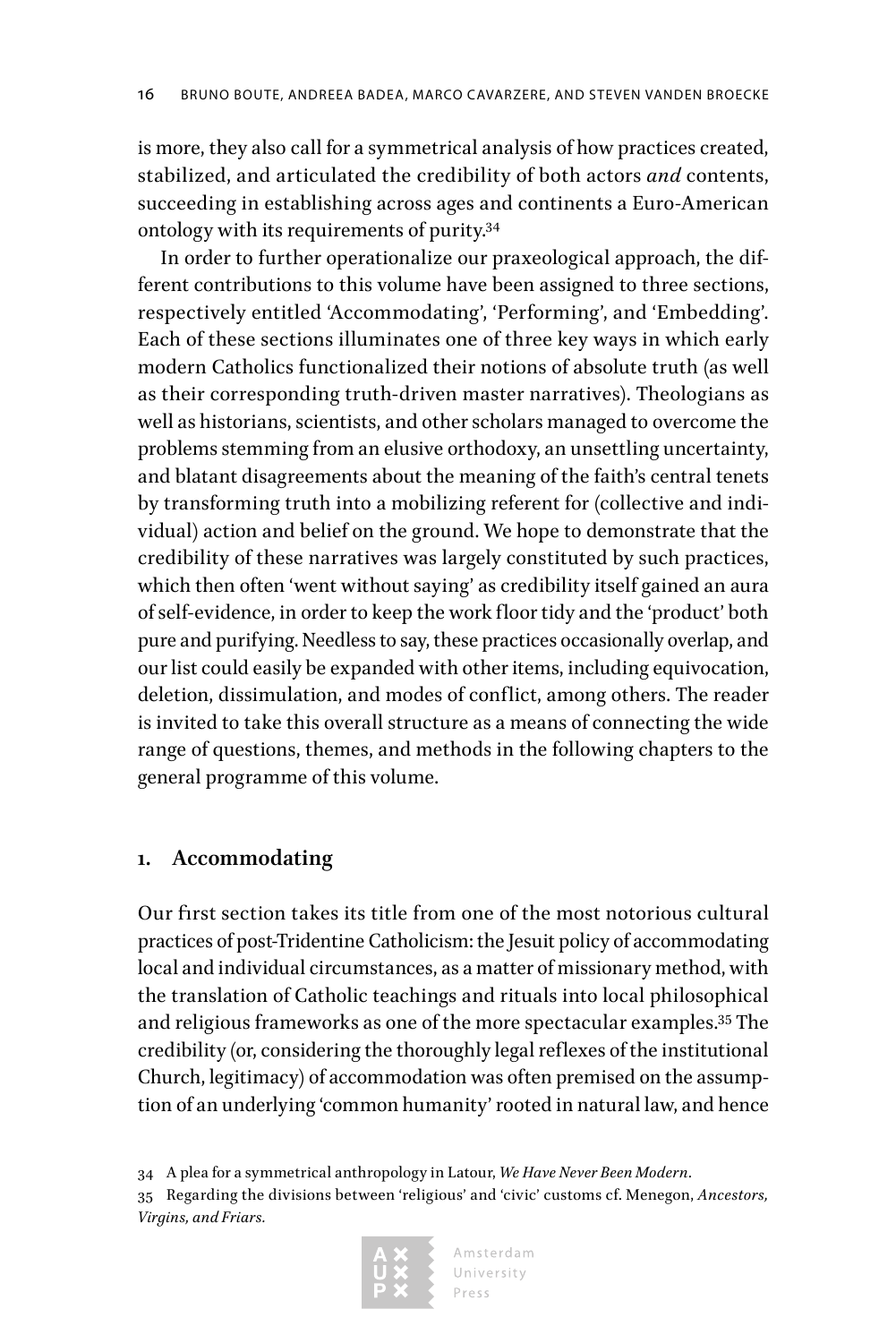is more, they also call for a symmetrical analysis of how practices created, stabilized, and articulated the credibility of both actors *and* contents, succeeding in establishing across ages and continents a Euro-American ontology with its requirements of purity.[34]

In order to further operationalize our praxeological approach, the different contributions to this volume have been assigned to three sections, respectively entitled 'Accommodating', 'Performing', and 'Embedding'. Each of these sections illuminates one of three key ways in which early modern Catholics functionalized their notions of absolute truth (as well as their corresponding truth-driven master narratives). Theologians as well as historians, scientists, and other scholars managed to overcome the problems stemming from an elusive orthodoxy, an unsettling uncertainty, and blatant disagreements about the meaning of the faith's central tenets by transforming truth into a mobilizing referent for (collective and individual) action and belief on the ground. We hope to demonstrate that the credibility of these narratives was largely constituted by such practices, which then often 'went without saying' as credibility itself gained an aura of self-evidence, in order to keep the work floor tidy and the 'product' both pure and purifying. Needless to say, these practices occasionally overlap, and our list could easily be expanded with other items, including equivocation, deletion, dissimulation, and modes of conflict, among others. The reader is invited to take this overall structure as a means of connecting the wide range of questions, themes, and methods in the following chapters to the general programme of this volume.

## 1. Accommodating

Our first section takes its title from one of the most notorious cultural practices of post-Tridentine Catholicism: the Jesuit policy of accommodating local and individual circumstances, as a matter of missionary method, with the translation of Catholic teachings and rituals into local philosophical and religious frameworks as one of the more spectacular examples.[35] The credibility (or, considering the thoroughly legal reflexes of the institutional Church, legitimacy) of accommodation was often premised on the assumption of an underlying 'common humanity' rooted in natural law, and hence

34 A plea for a symmetrical anthropology in Latour, *We Have Never Been Modern*.

35 Regarding the divisions between 'religious' and 'civic' customs cf. Menegon, *Ancestors, Virgins, and Friars.*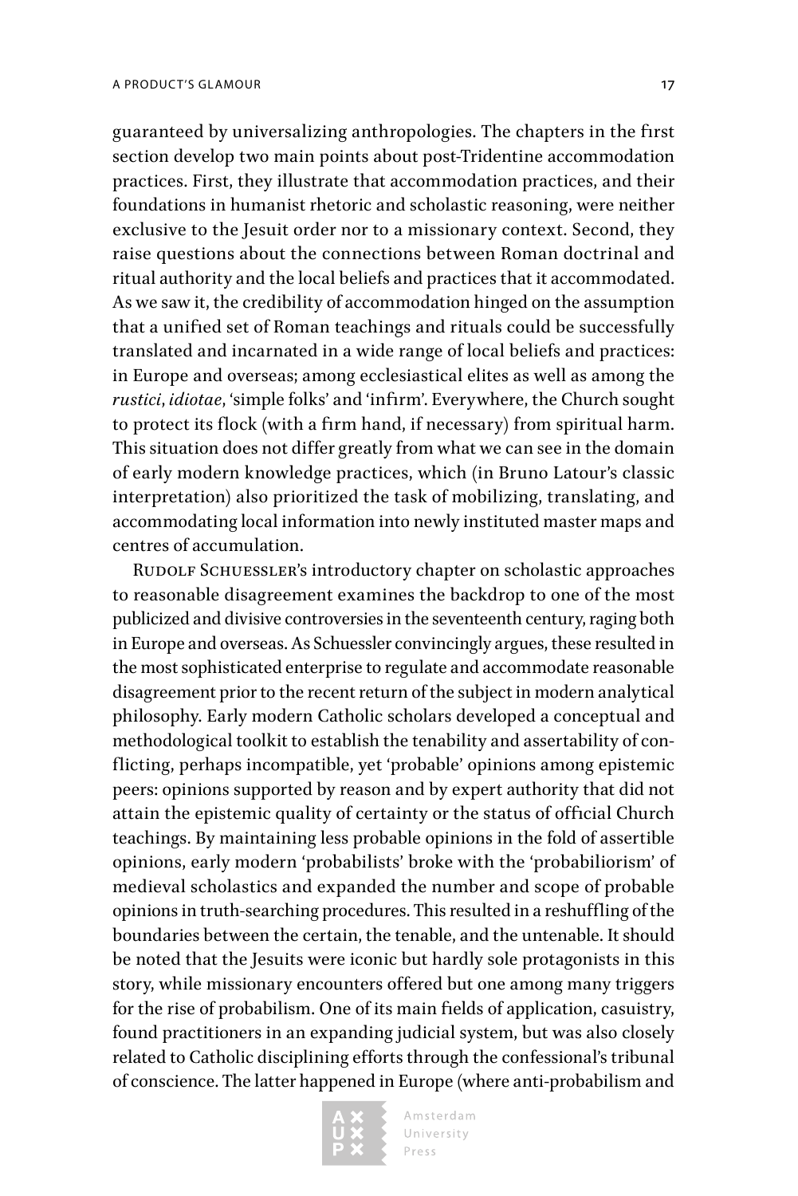guaranteed by universalizing anthropologies. The chapters in the first section develop two main points about post-Tridentine accommodation practices. First, they illustrate that accommodation practices, and their foundations in humanist rhetoric and scholastic reasoning, were neither exclusive to the Jesuit order nor to a missionary context. Second, they raise questions about the connections between Roman doctrinal and ritual authority and the local beliefs and practices that it accommodated. As we saw it, the credibility of accommodation hinged on the assumption that a unified set of Roman teachings and rituals could be successfully translated and incarnated in a wide range of local beliefs and practices: in Europe and overseas; among ecclesiastical elites as well as among the *rustici*, *idiotae*, 'simple folks' and 'infirm'. Everywhere, the Church sought to protect its flock (with a firm hand, if necessary) from spiritual harm. This situation does not differ greatly from what we can see in the domain of early modern knowledge practices, which (in Bruno Latour's classic interpretation) also prioritized the task of mobilizing, translating, and accommodating local information into newly instituted master maps and centres of accumulation.

Rudolf Schuessler's introductory chapter on scholastic approaches to reasonable disagreement examines the backdrop to one of the most publicized and divisive controversies in the seventeenth century, raging both in Europe and overseas. As Schuessler convincingly argues, these resulted in the most sophisticated enterprise to regulate and accommodate reasonable disagreement prior to the recent return of the subject in modern analytical philosophy. Early modern Catholic scholars developed a conceptual and methodological toolkit to establish the tenability and assertability of conflicting, perhaps incompatible, yet 'probable' opinions among epistemic peers: opinions supported by reason and by expert authority that did not attain the epistemic quality of certainty or the status of official Church teachings. By maintaining less probable opinions in the fold of assertible opinions, early modern 'probabilists' broke with the 'probabiliorism' of medieval scholastics and expanded the number and scope of probable opinions in truth-searching procedures. This resulted in a reshuffling of the boundaries between the certain, the tenable, and the untenable. It should be noted that the Jesuits were iconic but hardly sole protagonists in this story, while missionary encounters offered but one among many triggers for the rise of probabilism. One of its main fields of application, casuistry, found practitioners in an expanding judicial system, but was also closely related to Catholic disciplining efforts through the confessional's tribunal of conscience. The latter happened in Europe (where anti-probabilism and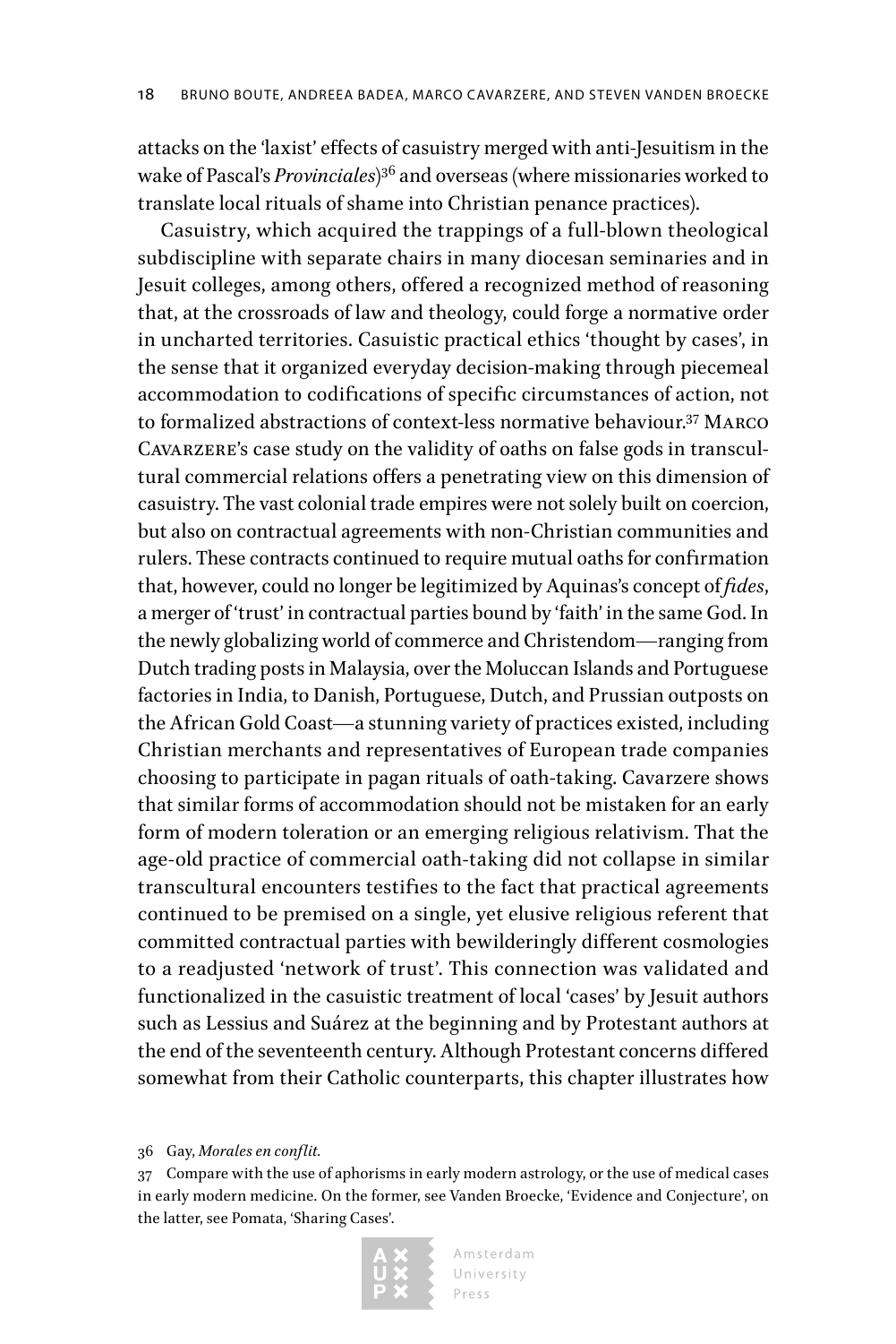attacks on the 'laxist' effects of casuistry merged with anti-Jesuitism in the wake of Pascal's *Provinciales*)[36] and overseas (where missionaries worked to translate local rituals of shame into Christian penance practices).

Casuistry, which acquired the trappings of a full-blown theological subdiscipline with separate chairs in many diocesan seminaries and in Jesuit colleges, among others, offered a recognized method of reasoning that, at the crossroads of law and theology, could forge a normative order in uncharted territories. Casuistic practical ethics 'thought by cases', in the sense that it organized everyday decision-making through piecemeal accommodation to codifications of specific circumstances of action, not to formalized abstractions of context-less normative behaviour.[37] Marco Cavarzere's case study on the validity of oaths on false gods in transcultural commercial relations offers a penetrating view on this dimension of casuistry. The vast colonial trade empires were not solely built on coercion, but also on contractual agreements with non-Christian communities and rulers. These contracts continued to require mutual oaths for confirmation that, however, could no longer be legitimized by Aquinas's concept of *fides*, a merger of 'trust' in contractual parties bound by 'faith' in the same God. In the newly globalizing world of commerce and Christendom—ranging from Dutch trading posts in Malaysia, over the Moluccan Islands and Portuguese factories in India, to Danish, Portuguese, Dutch, and Prussian outposts on the African Gold Coast—a stunning variety of practices existed, including Christian merchants and representatives of European trade companies choosing to participate in pagan rituals of oath-taking. Cavarzere shows that similar forms of accommodation should not be mistaken for an early form of modern toleration or an emerging religious relativism. That the age-old practice of commercial oath-taking did not collapse in similar transcultural encounters testifies to the fact that practical agreements continued to be premised on a single, yet elusive religious referent that committed contractual parties with bewilderingly different cosmologies to a readjusted 'network of trust'. This connection was validated and functionalized in the casuistic treatment of local 'cases' by Jesuit authors such as Lessius and Suárez at the beginning and by Protestant authors at the end of the seventeenth century. Although Protestant concerns differed somewhat from their Catholic counterparts, this chapter illustrates how

36 Gay, *Morales en conflit.*

37 Compare with the use of aphorisms in early modern astrology, or the use of medical cases in early modern medicine. On the former, see Vanden Broecke, 'Evidence and Conjecture', on the latter, see Pomata, 'Sharing Cases'.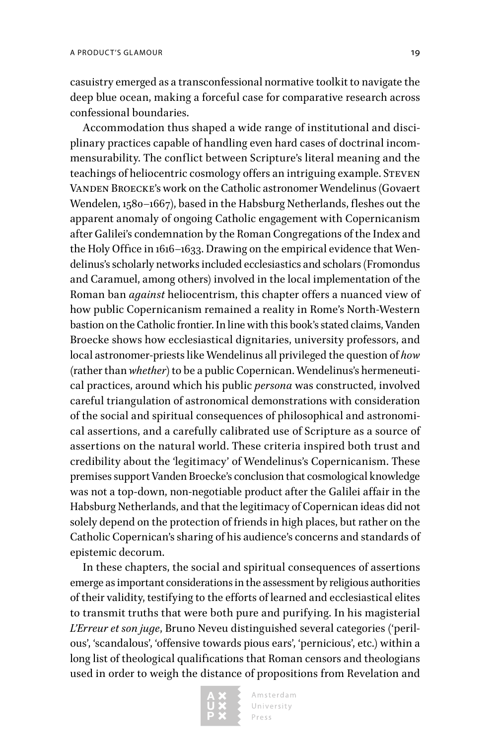casuistry emerged as a transconfessional normative toolkit to navigate the deep blue ocean, making a forceful case for comparative research across confessional boundaries.

Accommodation thus shaped a wide range of institutional and disciplinary practices capable of handling even hard cases of doctrinal incommensurability. The conflict between Scripture's literal meaning and the teachings of heliocentric cosmology offers an intriguing example. Steven Vanden Broecke's work on the Catholic astronomer Wendelinus (Govaert Wendelen, 1580–1667), based in the Habsburg Netherlands, fleshes out the apparent anomaly of ongoing Catholic engagement with Copernicanism after Galilei's condemnation by the Roman Congregations of the Index and the Holy Office in 1616–1633. Drawing on the empirical evidence that Wendelinus's scholarly networks included ecclesiastics and scholars (Fromondus and Caramuel, among others) involved in the local implementation of the Roman ban *against* heliocentrism, this chapter offers a nuanced view of how public Copernicanism remained a reality in Rome's North-Western bastion on the Catholic frontier. In line with this book's stated claims, Vanden Broecke shows how ecclesiastical dignitaries, university professors, and local astronomer-priests like Wendelinus all privileged the question of *how* (rather than *whether*) to be a public Copernican. Wendelinus's hermeneutical practices, around which his public *persona* was constructed, involved careful triangulation of astronomical demonstrations with consideration of the social and spiritual consequences of philosophical and astronomical assertions, and a carefully calibrated use of Scripture as a source of assertions on the natural world. These criteria inspired both trust and credibility about the 'legitimacy' of Wendelinus's Copernicanism. These premises support Vanden Broecke's conclusion that cosmological knowledge was not a top-down, non-negotiable product after the Galilei affair in the Habsburg Netherlands, and that the legitimacy of Copernican ideas did not solely depend on the protection of friends in high places, but rather on the Catholic Copernican's sharing of his audience's concerns and standards of epistemic decorum.

In these chapters, the social and spiritual consequences of assertions emerge as important considerations in the assessment by religious authorities of their validity, testifying to the efforts of learned and ecclesiastical elites to transmit truths that were both pure and purifying. In his magisterial *L'Erreur et son juge*, Bruno Neveu distinguished several categories ('perilous', 'scandalous', 'offensive towards pious ears', 'pernicious', etc.) within a long list of theological qualifications that Roman censors and theologians used in order to weigh the distance of propositions from Revelation and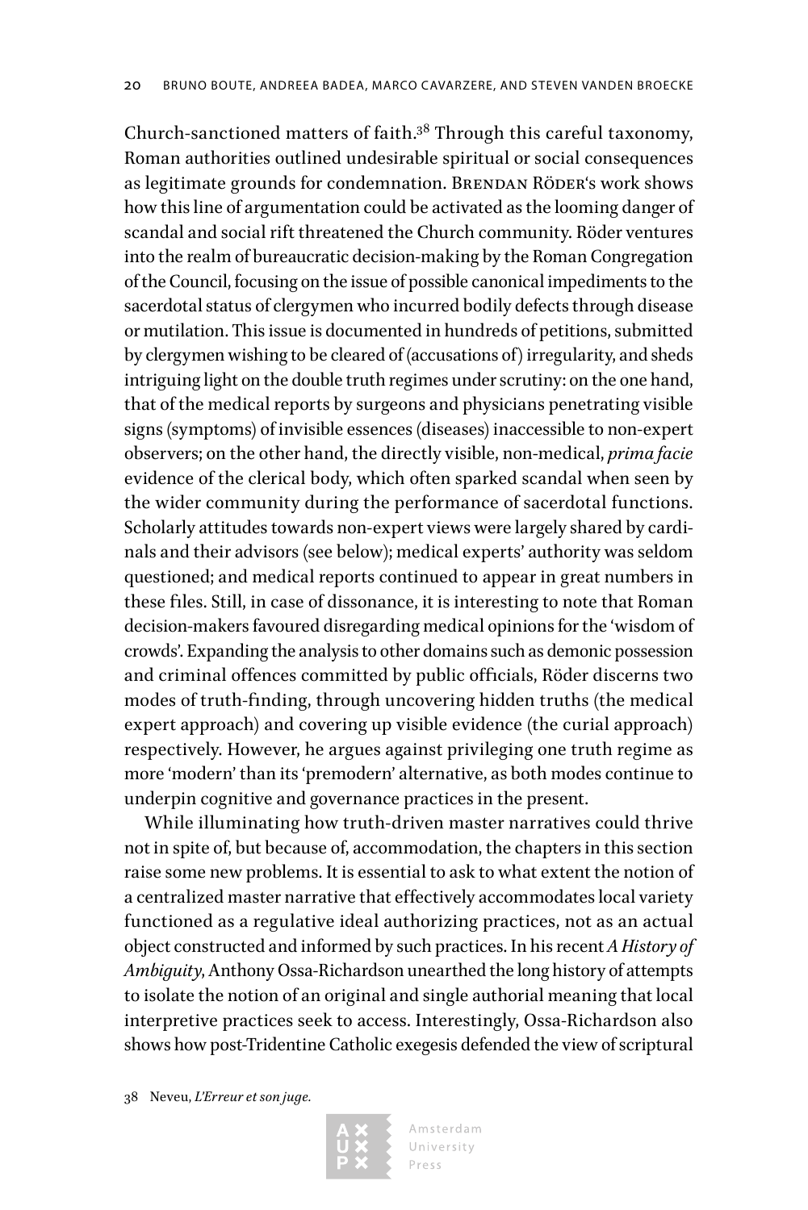Church-sanctioned matters of faith.[38] Through this careful taxonomy, Roman authorities outlined undesirable spiritual or social consequences as legitimate grounds for condemnation. Brendan Röder's work shows how this line of argumentation could be activated as the looming danger of scandal and social rift threatened the Church community. Röder ventures into the realm of bureaucratic decision-making by the Roman Congregation of the Council, focusing on the issue of possible canonical impediments to the sacerdotal status of clergymen who incurred bodily defects through disease or mutilation. This issue is documented in hundreds of petitions, submitted by clergymen wishing to be cleared of (accusations of) irregularity, and sheds intriguing light on the double truth regimes under scrutiny: on the one hand, that of the medical reports by surgeons and physicians penetrating visible signs (symptoms) of invisible essences (diseases) inaccessible to non-expert observers; on the other hand, the directly visible, non-medical, *prima facie* evidence of the clerical body, which often sparked scandal when seen by the wider community during the performance of sacerdotal functions. Scholarly attitudes towards non-expert views were largely shared by cardinals and their advisors (see below); medical experts' authority was seldom questioned; and medical reports continued to appear in great numbers in these files. Still, in case of dissonance, it is interesting to note that Roman decision-makers favoured disregarding medical opinions for the 'wisdom of crowds'. Expanding the analysis to other domains such as demonic possession and criminal offences committed by public officials, Röder discerns two modes of truth-finding, through uncovering hidden truths (the medical expert approach) and covering up visible evidence (the curial approach) respectively. However, he argues against privileging one truth regime as more 'modern' than its 'premodern' alternative, as both modes continue to underpin cognitive and governance practices in the present.

While illuminating how truth-driven master narratives could thrive not in spite of, but because of, accommodation, the chapters in this section raise some new problems. It is essential to ask to what extent the notion of a centralized master narrative that effectively accommodates local variety functioned as a regulative ideal authorizing practices, not as an actual object constructed and informed by such practices. In his recent *A History of Ambiguity*, Anthony Ossa-Richardson unearthed the long history of attempts to isolate the notion of an original and single authorial meaning that local interpretive practices seek to access. Interestingly, Ossa-Richardson also shows how post-Tridentine Catholic exegesis defended the view of scriptural

38 Neveu, *L'Erreur et son juge*.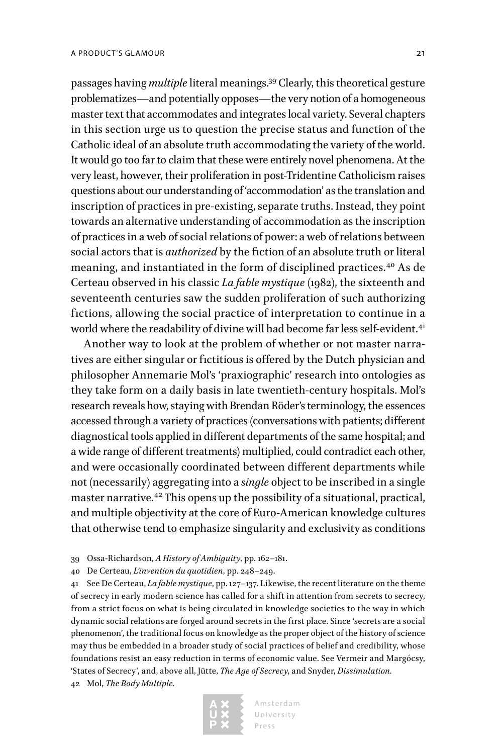passages having *multiple* literal meanings.[39] Clearly, this theoretical gesture problematizes—and potentially opposes—the very notion of a homogeneous master text that accommodates and integrates local variety. Several chapters in this section urge us to question the precise status and function of the Catholic ideal of an absolute truth accommodating the variety of the world. It would go too far to claim that these were entirely novel phenomena. At the very least, however, their proliferation in post-Tridentine Catholicism raises questions about our understanding of 'accommodation' as the translation and inscription of practices in pre-existing, separate truths. Instead, they point towards an alternative understanding of accommodation as the inscription of practices in a web of social relations of power: a web of relations between social actors that is *authorized* by the fiction of an absolute truth or literal meaning, and instantiated in the form of disciplined practices.[40] As de Certeau observed in his classic *La fable mystique* (1982), the sixteenth and seventeenth centuries saw the sudden proliferation of such authorizing fictions, allowing the social practice of interpretation to continue in a world where the readability of divine will had become far less self-evident.[41]

Another way to look at the problem of whether or not master narratives are either singular or fictitious is offered by the Dutch physician and philosopher Annemarie Mol's 'praxiographic' research into ontologies as they take form on a daily basis in late twentieth-century hospitals. Mol's research reveals how, staying with Brendan Röder's terminology, the essences accessed through a variety of practices (conversations with patients; different diagnostical tools applied in different departments of the same hospital; and a wide range of different treatments) multiplied, could contradict each other, and were occasionally coordinated between different departments while not (necessarily) aggregating into a *single* object to be inscribed in a single master narrative.[42] This opens up the possibility of a situational, practical, and multiple objectivity at the core of Euro-American knowledge cultures that otherwise tend to emphasize singularity and exclusivity as conditions

39 Ossa-Richardson, *A History of Ambiguity*, pp. 162–181.

40 De Certeau, *L'invention du quotidien*, pp. 248–249.

41 See De Certeau, *La fable mystique*, pp. 127–137. Likewise, the recent literature on the theme of secrecy in early modern science has called for a shift in attention from secrets to secrecy, from a strict focus on what is being circulated in knowledge societies to the way in which dynamic social relations are forged around secrets in the first place. Since 'secrets are a social phenomenon', the traditional focus on knowledge as the proper object of the history of science may thus be embedded in a broader study of social practices of belief and credibility, whose foundations resist an easy reduction in terms of economic value. See Vermeir and Margócsy, 'States of Secrecy', and, above all, Jütte, *The Age of Secrecy*, and Snyder, *Dissimulation*.

42 Mol, *The Body Multiple*.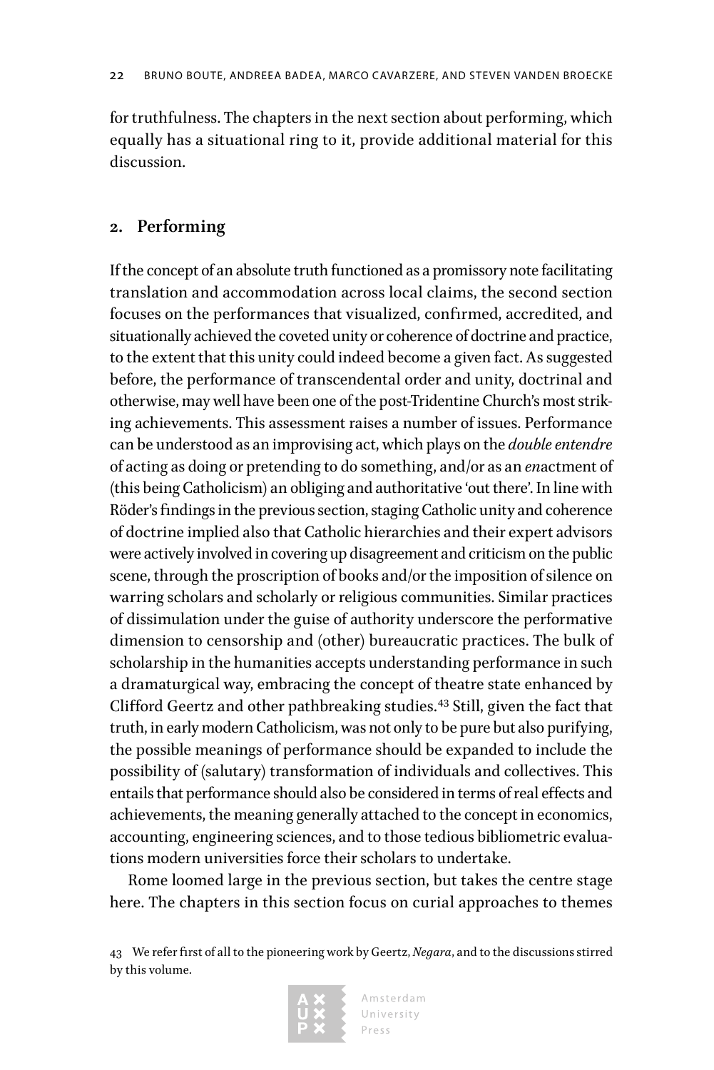for truthfulness. The chapters in the next section about performing, which equally has a situational ring to it, provide additional material for this discussion.

## 2. Performing

If the concept of an absolute truth functioned as a promissory note facilitating translation and accommodation across local claims, the second section focuses on the performances that visualized, confirmed, accredited, and situationally achieved the coveted unity or coherence of doctrine and practice, to the extent that this unity could indeed become a given fact. As suggested before, the performance of transcendental order and unity, doctrinal and otherwise, may well have been one of the post-Tridentine Church's most striking achievements. This assessment raises a number of issues. Performance can be understood as an improvising act, which plays on the *double entendre* of acting as doing or pretending to do something, and/or as an *en*actment of (this being Catholicism) an obliging and authoritative 'out there'. In line with Röder's findings in the previous section, staging Catholic unity and coherence of doctrine implied also that Catholic hierarchies and their expert advisors were actively involved in covering up disagreement and criticism on the public scene, through the proscription of books and/or the imposition of silence on warring scholars and scholarly or religious communities. Similar practices of dissimulation under the guise of authority underscore the performative dimension to censorship and (other) bureaucratic practices. The bulk of scholarship in the humanities accepts understanding performance in such a dramaturgical way, embracing the concept of theatre state enhanced by Clifford Geertz and other pathbreaking studies.[43] Still, given the fact that truth, in early modern Catholicism, was not only to be pure but also purifying, the possible meanings of performance should be expanded to include the possibility of (salutary) transformation of individuals and collectives. This entails that performance should also be considered in terms of real effects and achievements, the meaning generally attached to the concept in economics, accounting, engineering sciences, and to those tedious bibliometric evaluations modern universities force their scholars to undertake.

Rome loomed large in the previous section, but takes the centre stage here. The chapters in this section focus on curial approaches to themes

43 We refer first of all to the pioneering work by Geertz, *Negara*, and to the discussions stirred by this volume.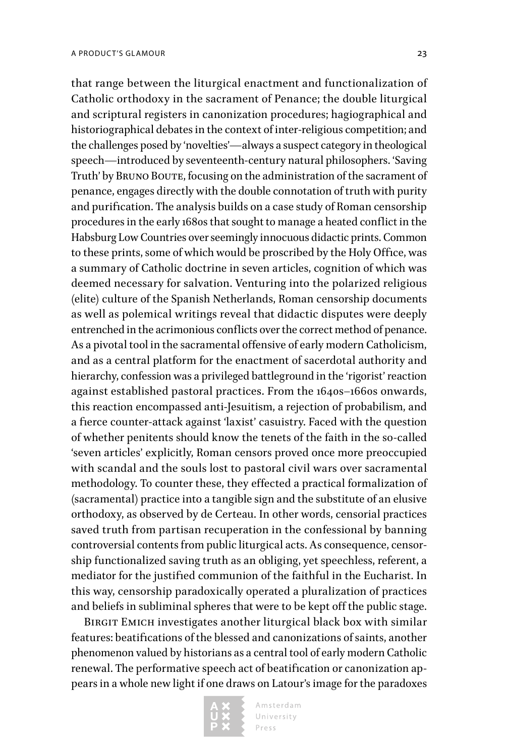that range between the liturgical enactment and functionalization of Catholic orthodoxy in the sacrament of Penance; the double liturgical and scriptural registers in canonization procedures; hagiographical and historiographical debates in the context of inter-religious competition; and the challenges posed by 'novelties'—always a suspect category in theological speech—introduced by seventeenth-century natural philosophers. 'Saving Truth' by Bruno Boute, focusing on the administration of the sacrament of penance, engages directly with the double connotation of truth with purity and purification. The analysis builds on a case study of Roman censorship procedures in the early 1680s that sought to manage a heated conflict in the Habsburg Low Countries over seemingly innocuous didactic prints. Common to these prints, some of which would be proscribed by the Holy Office, was a summary of Catholic doctrine in seven articles, cognition of which was deemed necessary for salvation. Venturing into the polarized religious (elite) culture of the Spanish Netherlands, Roman censorship documents as well as polemical writings reveal that didactic disputes were deeply entrenched in the acrimonious conflicts over the correct method of penance. As a pivotal tool in the sacramental offensive of early modern Catholicism, and as a central platform for the enactment of sacerdotal authority and hierarchy, confession was a privileged battleground in the 'rigorist' reaction against established pastoral practices. From the 1640s–1660s onwards, this reaction encompassed anti-Jesuitism, a rejection of probabilism, and a fierce counter-attack against 'laxist' casuistry. Faced with the question of whether penitents should know the tenets of the faith in the so-called 'seven articles' explicitly, Roman censors proved once more preoccupied with scandal and the souls lost to pastoral civil wars over sacramental methodology. To counter these, they effected a practical formalization of (sacramental) practice into a tangible sign and the substitute of an elusive orthodoxy, as observed by de Certeau. In other words, censorial practices saved truth from partisan recuperation in the confessional by banning controversial contents from public liturgical acts. As consequence, censorship functionalized saving truth as an obliging, yet speechless, referent, a mediator for the justified communion of the faithful in the Eucharist. In this way, censorship paradoxically operated a pluralization of practices and beliefs in subliminal spheres that were to be kept off the public stage.

Birgit Emich investigates another liturgical black box with similar features: beatifications of the blessed and canonizations of saints, another phenomenon valued by historians as a central tool of early modern Catholic renewal. The performative speech act of beatification or canonization appears in a whole new light if one draws on Latour's image for the paradoxes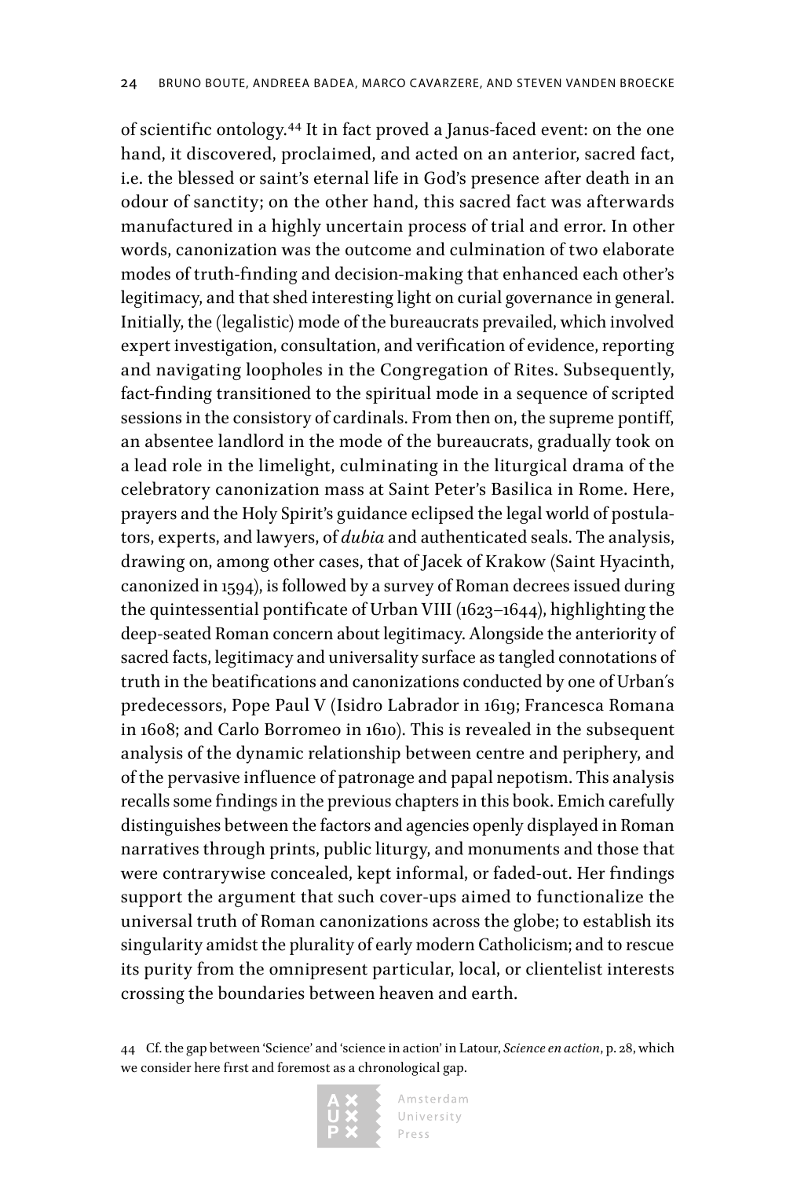of scientific ontology.[44] It in fact proved a Janus-faced event: on the one hand, it discovered, proclaimed, and acted on an anterior, sacred fact, i.e. the blessed or saint's eternal life in God's presence after death in an odour of sanctity; on the other hand, this sacred fact was afterwards manufactured in a highly uncertain process of trial and error. In other words, canonization was the outcome and culmination of two elaborate modes of truth-finding and decision-making that enhanced each other's legitimacy, and that shed interesting light on curial governance in general. Initially, the (legalistic) mode of the bureaucrats prevailed, which involved expert investigation, consultation, and verification of evidence, reporting and navigating loopholes in the Congregation of Rites. Subsequently, fact-finding transitioned to the spiritual mode in a sequence of scripted sessions in the consistory of cardinals. From then on, the supreme pontiff, an absentee landlord in the mode of the bureaucrats, gradually took on a lead role in the limelight, culminating in the liturgical drama of the celebratory canonization mass at Saint Peter's Basilica in Rome. Here, prayers and the Holy Spirit's guidance eclipsed the legal world of postulators, experts, and lawyers, of *dubia* and authenticated seals. The analysis, drawing on, among other cases, that of Jacek of Krakow (Saint Hyacinth, canonized in 1594), is followed by a survey of Roman decrees issued during the quintessential pontificate of Urban VIII (1623–1644), highlighting the deep-seated Roman concern about legitimacy. Alongside the anteriority of sacred facts, legitimacy and universality surface as tangled connotations of truth in the beatifications and canonizations conducted by one of Urban's predecessors, Pope Paul V (Isidro Labrador in 1619; Francesca Romana in 1608; and Carlo Borromeo in 1610). This is revealed in the subsequent analysis of the dynamic relationship between centre and periphery, and of the pervasive influence of patronage and papal nepotism. This analysis recalls some findings in the previous chapters in this book. Emich carefully distinguishes between the factors and agencies openly displayed in Roman narratives through prints, public liturgy, and monuments and those that were contrarywise concealed, kept informal, or faded-out. Her findings support the argument that such cover-ups aimed to functionalize the universal truth of Roman canonizations across the globe; to establish its singularity amidst the plurality of early modern Catholicism; and to rescue its purity from the omnipresent particular, local, or clientelist interests crossing the boundaries between heaven and earth.

44 Cf. the gap between 'Science' and 'science in action' in Latour, *Science en action*, p. 28, which we consider here first and foremost as a chronological gap.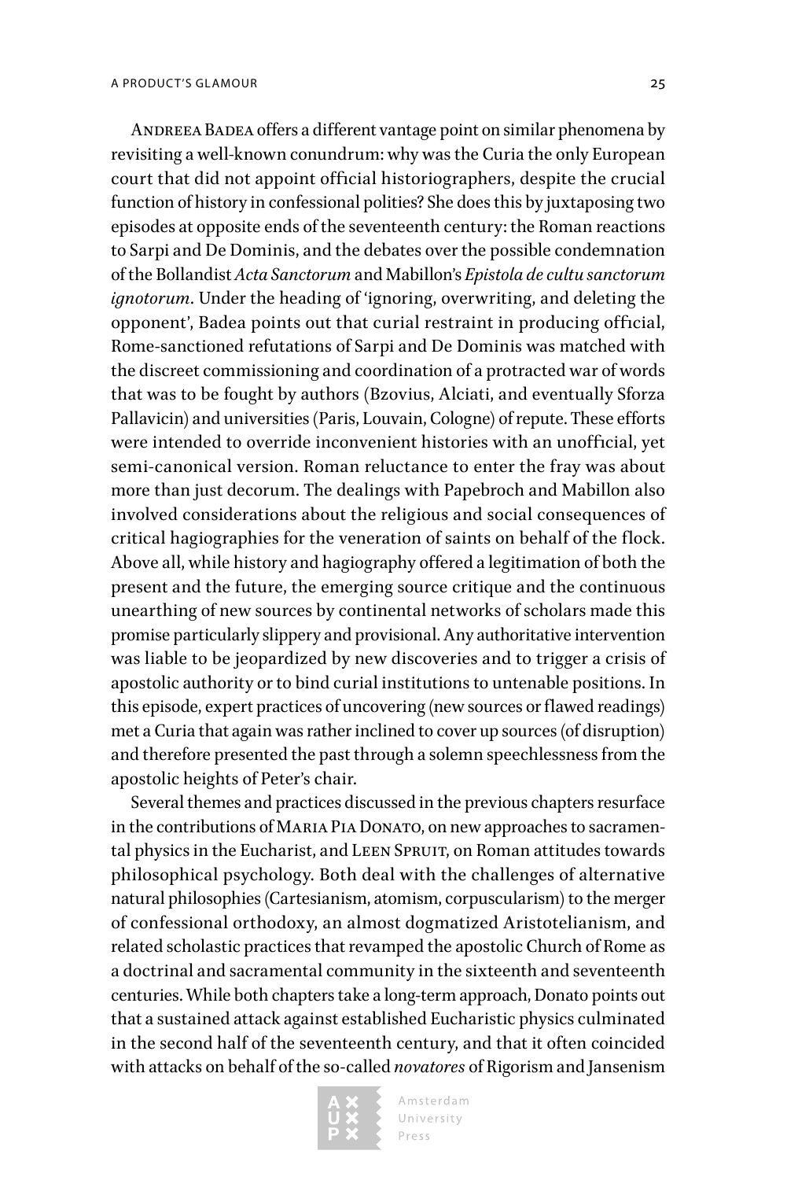Andreea Badea offers a different vantage point on similar phenomena by revisiting a well-known conundrum: why was the Curia the only European court that did not appoint official historiographers, despite the crucial function of history in confessional polities? She does this by juxtaposing two episodes at opposite ends of the seventeenth century: the Roman reactions to Sarpi and De Dominis, and the debates over the possible condemnation of the Bollandist *Acta Sanctorum* and Mabillon's *Epistola de cultu sanctorum ignotorum*. Under the heading of 'ignoring, overwriting, and deleting the opponent', Badea points out that curial restraint in producing official, Rome-sanctioned refutations of Sarpi and De Dominis was matched with the discreet commissioning and coordination of a protracted war of words that was to be fought by authors (Bzovius, Alciati, and eventually Sforza Pallavicin) and universities (Paris, Louvain, Cologne) of repute. These efforts were intended to override inconvenient histories with an unofficial, yet semi-canonical version. Roman reluctance to enter the fray was about more than just decorum. The dealings with Papebroch and Mabillon also involved considerations about the religious and social consequences of critical hagiographies for the veneration of saints on behalf of the flock. Above all, while history and hagiography offered a legitimation of both the present and the future, the emerging source critique and the continuous unearthing of new sources by continental networks of scholars made this promise particularly slippery and provisional. Any authoritative intervention was liable to be jeopardized by new discoveries and to trigger a crisis of apostolic authority or to bind curial institutions to untenable positions. In this episode, expert practices of uncovering (new sources or flawed readings) met a Curia that again was rather inclined to cover up sources (of disruption) and therefore presented the past through a solemn speechlessness from the apostolic heights of Peter's chair.

Several themes and practices discussed in the previous chapters resurface in the contributions of Maria Pia Donato, on new approaches to sacramental physics in the Eucharist, and Leen Spruit, on Roman attitudes towards philosophical psychology. Both deal with the challenges of alternative natural philosophies (Cartesianism, atomism, corpuscularism) to the merger of confessional orthodoxy, an almost dogmatized Aristotelianism, and related scholastic practices that revamped the apostolic Church of Rome as a doctrinal and sacramental community in the sixteenth and seventeenth centuries. While both chapters take a long-term approach, Donato points out that a sustained attack against established Eucharistic physics culminated in the second half of the seventeenth century, and that it often coincided with attacks on behalf of the so-called *novatores* of Rigorism and Jansenism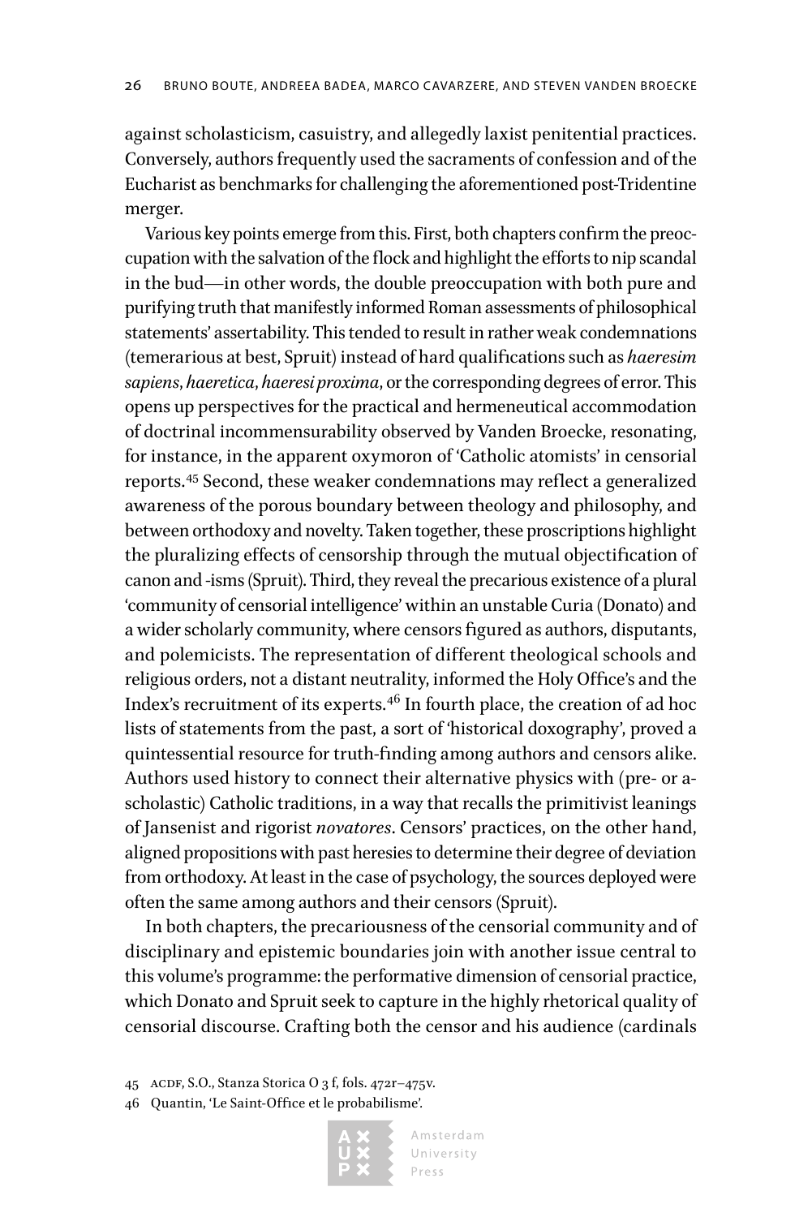against scholasticism, casuistry, and allegedly laxist penitential practices. Conversely, authors frequently used the sacraments of confession and of the Eucharist as benchmarks for challenging the aforementioned post-Tridentine merger.

Various key points emerge from this. First, both chapters confirm the preoccupation with the salvation of the flock and highlight the efforts to nip scandal in the bud—in other words, the double preoccupation with both pure and purifying truth that manifestly informed Roman assessments of philosophical statements' assertability. This tended to result in rather weak condemnations (temerarious at best, Spruit) instead of hard qualifications such as *haeresim sapiens*, *haeretica*, *haeresi proxima*, or the corresponding degrees of error. This opens up perspectives for the practical and hermeneutical accommodation of doctrinal incommensurability observed by Vanden Broecke, resonating, for instance, in the apparent oxymoron of 'Catholic atomists' in censorial reports.[45] Second, these weaker condemnations may reflect a generalized awareness of the porous boundary between theology and philosophy, and between orthodoxy and novelty. Taken together, these proscriptions highlight the pluralizing effects of censorship through the mutual objectification of canon and -isms (Spruit). Third, they reveal the precarious existence of a plural 'community of censorial intelligence' within an unstable Curia (Donato) and a wider scholarly community, where censors figured as authors, disputants, and polemicists. The representation of different theological schools and religious orders, not a distant neutrality, informed the Holy Office's and the Index's recruitment of its experts.[46] In fourth place, the creation of ad hoc lists of statements from the past, a sort of 'historical doxography', proved a quintessential resource for truth-finding among authors and censors alike. Authors used history to connect their alternative physics with (pre- or a-scholastic) Catholic traditions, in a way that recalls the primitivist leanings of Jansenist and rigorist *novatores*. Censors' practices, on the other hand, aligned propositions with past heresies to determine their degree of deviation from orthodoxy. At least in the case of psychology, the sources deployed were often the same among authors and their censors (Spruit).

In both chapters, the precariousness of the censorial community and of disciplinary and epistemic boundaries join with another issue central to this volume's programme: the performative dimension of censorial practice, which Donato and Spruit seek to capture in the highly rhetorical quality of censorial discourse. Crafting both the censor and his audience (cardinals

45 ACDF, S.O., Stanza Storica O 3 f, fols. 472r–475v.

46 Quantin, 'Le Saint-Office et le probabilisme'.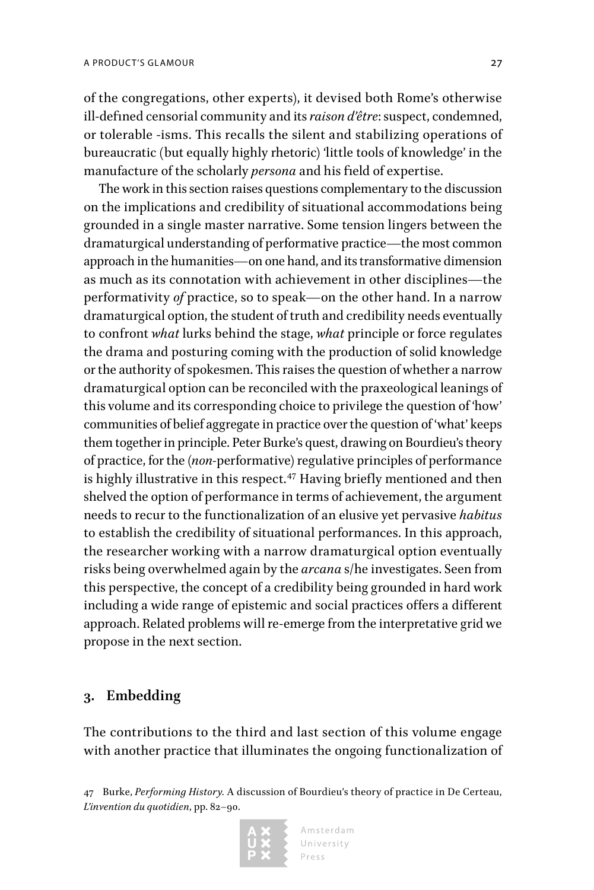of the congregations, other experts), it devised both Rome's otherwise ill-defined censorial community and its *raison d'être*: suspect, condemned, or tolerable -isms. This recalls the silent and stabilizing operations of bureaucratic (but equally highly rhetoric) 'little tools of knowledge' in the manufacture of the scholarly *persona* and his field of expertise.

The work in this section raises questions complementary to the discussion on the implications and credibility of situational accommodations being grounded in a single master narrative. Some tension lingers between the dramaturgical understanding of performative practice—the most common approach in the humanities—on one hand, and its transformative dimension as much as its connotation with achievement in other disciplines—the performativity *of* practice, so to speak—on the other hand. In a narrow dramaturgical option, the student of truth and credibility needs eventually to confront *what* lurks behind the stage, *what* principle or force regulates the drama and posturing coming with the production of solid knowledge or the authority of spokesmen. This raises the question of whether a narrow dramaturgical option can be reconciled with the praxeological leanings of this volume and its corresponding choice to privilege the question of 'how' communities of belief aggregate in practice over the question of 'what' keeps them together in principle. Peter Burke's quest, drawing on Bourdieu's theory of practice, for the (*non*-performative) regulative principles of performance is highly illustrative in this respect.[47] Having briefly mentioned and then shelved the option of performance in terms of achievement, the argument needs to recur to the functionalization of an elusive yet pervasive *habitus* to establish the credibility of situational performances. In this approach, the researcher working with a narrow dramaturgical option eventually risks being overwhelmed again by the *arcana* s/he investigates. Seen from this perspective, the concept of a credibility being grounded in hard work including a wide range of epistemic and social practices offers a different approach. Related problems will re-emerge from the interpretative grid we propose in the next section.

## 3. Embedding

The contributions to the third and last section of this volume engage with another practice that illuminates the ongoing functionalization of

47 Burke, *Performing History*. A discussion of Bourdieu's theory of practice in De Certeau, *L'invention du quotidien*, pp. 82–90.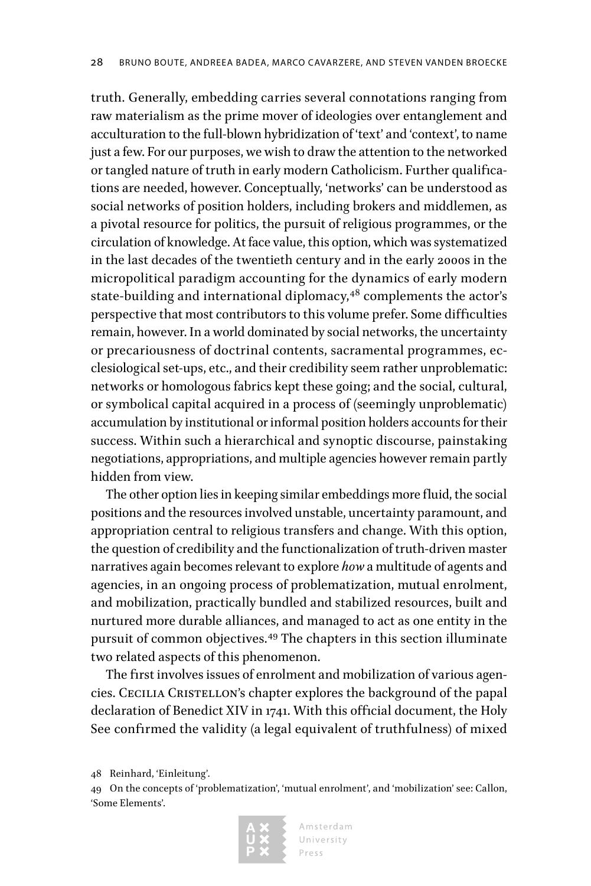truth. Generally, embedding carries several connotations ranging from raw materialism as the prime mover of ideologies over entanglement and acculturation to the full-blown hybridization of 'text' and 'context', to name just a few. For our purposes, we wish to draw the attention to the networked or tangled nature of truth in early modern Catholicism. Further qualifications are needed, however. Conceptually, 'networks' can be understood as social networks of position holders, including brokers and middlemen, as a pivotal resource for politics, the pursuit of religious programmes, or the circulation of knowledge. At face value, this option, which was systematized in the last decades of the twentieth century and in the early 2000s in the micropolitical paradigm accounting for the dynamics of early modern state-building and international diplomacy,[48] complements the actor's perspective that most contributors to this volume prefer. Some difficulties remain, however. In a world dominated by social networks, the uncertainty or precariousness of doctrinal contents, sacramental programmes, ecclesiological set-ups, etc., and their credibility seem rather unproblematic: networks or homologous fabrics kept these going; and the social, cultural, or symbolical capital acquired in a process of (seemingly unproblematic) accumulation by institutional or informal position holders accounts for their success. Within such a hierarchical and synoptic discourse, painstaking negotiations, appropriations, and multiple agencies however remain partly hidden from view.

The other option lies in keeping similar embeddings more fluid, the social positions and the resources involved unstable, uncertainty paramount, and appropriation central to religious transfers and change. With this option, the question of credibility and the functionalization of truth-driven master narratives again becomes relevant to explore *how* a multitude of agents and agencies, in an ongoing process of problematization, mutual enrolment, and mobilization, practically bundled and stabilized resources, built and nurtured more durable alliances, and managed to act as one entity in the pursuit of common objectives.[49] The chapters in this section illuminate two related aspects of this phenomenon.

The first involves issues of enrolment and mobilization of various agencies. Cecilia Cristellon's chapter explores the background of the papal declaration of Benedict XIV in 1741. With this official document, the Holy See confirmed the validity (a legal equivalent of truthfulness) of mixed

48 Reinhard, 'Einleitung'.

49 On the concepts of 'problematization', 'mutual enrolment', and 'mobilization' see: Callon, 'Some Elements'.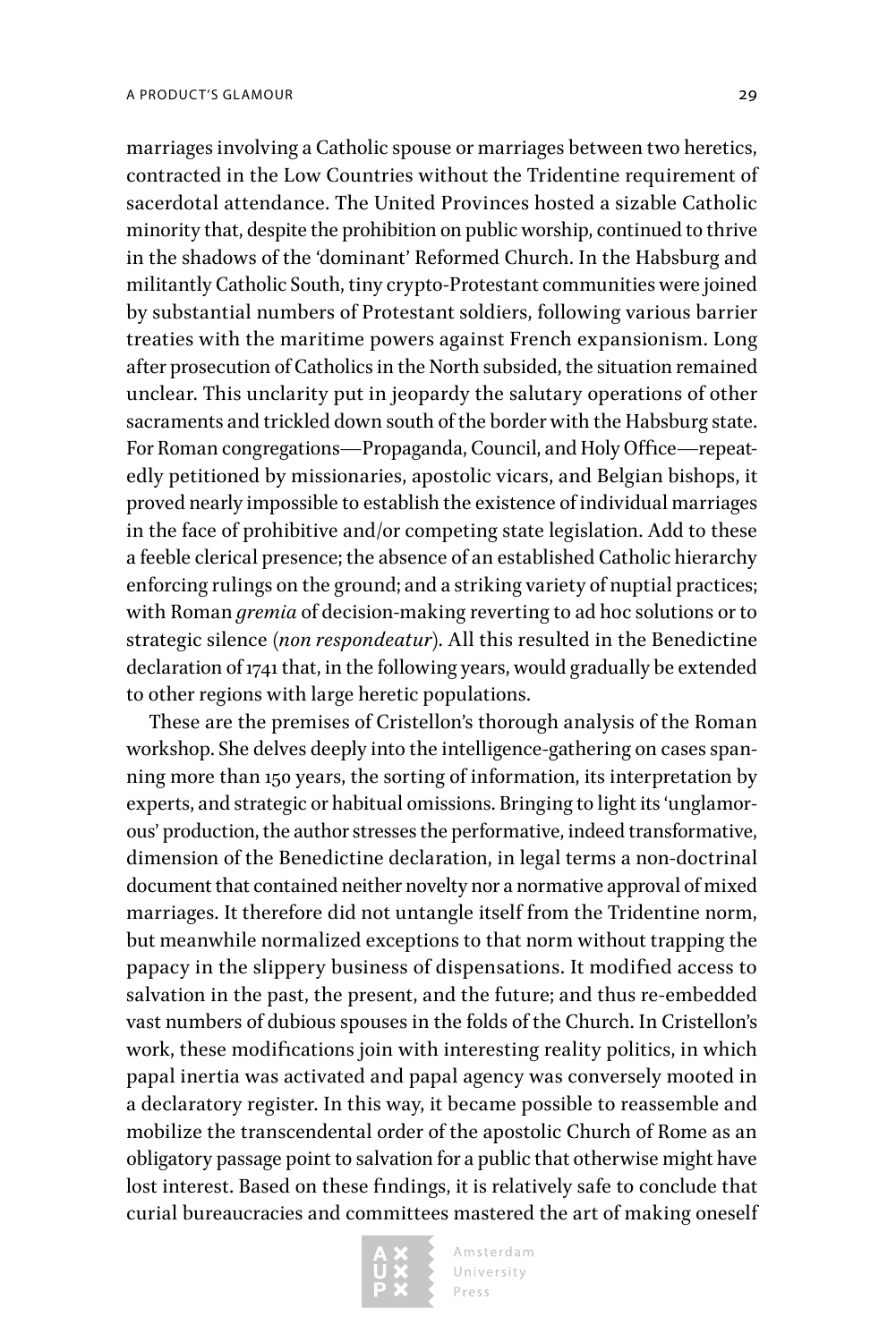marriages involving a Catholic spouse or marriages between two heretics, contracted in the Low Countries without the Tridentine requirement of sacerdotal attendance. The United Provinces hosted a sizable Catholic minority that, despite the prohibition on public worship, continued to thrive in the shadows of the 'dominant' Reformed Church. In the Habsburg and militantly Catholic South, tiny crypto-Protestant communities were joined by substantial numbers of Protestant soldiers, following various barrier treaties with the maritime powers against French expansionism. Long after prosecution of Catholics in the North subsided, the situation remained unclear. This unclarity put in jeopardy the salutary operations of other sacraments and trickled down south of the border with the Habsburg state. For Roman congregations—Propaganda, Council, and Holy Office—repeatedly petitioned by missionaries, apostolic vicars, and Belgian bishops, it proved nearly impossible to establish the existence of individual marriages in the face of prohibitive and/or competing state legislation. Add to these a feeble clerical presence; the absence of an established Catholic hierarchy enforcing rulings on the ground; and a striking variety of nuptial practices; with Roman *gremia* of decision-making reverting to ad hoc solutions or to strategic silence (*non respondeatur*). All this resulted in the Benedictine declaration of 1741 that, in the following years, would gradually be extended to other regions with large heretic populations.

These are the premises of Cristellon's thorough analysis of the Roman workshop. She delves deeply into the intelligence-gathering on cases spanning more than 150 years, the sorting of information, its interpretation by experts, and strategic or habitual omissions. Bringing to light its 'unglamorous' production, the author stresses the performative, indeed transformative, dimension of the Benedictine declaration, in legal terms a non-doctrinal document that contained neither novelty nor a normative approval of mixed marriages. It therefore did not untangle itself from the Tridentine norm, but meanwhile normalized exceptions to that norm without trapping the papacy in the slippery business of dispensations. It modified access to salvation in the past, the present, and the future; and thus re-embedded vast numbers of dubious spouses in the folds of the Church. In Cristellon's work, these modifications join with interesting reality politics, in which papal inertia was activated and papal agency was conversely mooted in a declaratory register. In this way, it became possible to reassemble and mobilize the transcendental order of the apostolic Church of Rome as an obligatory passage point to salvation for a public that otherwise might have lost interest. Based on these findings, it is relatively safe to conclude that curial bureaucracies and committees mastered the art of making oneself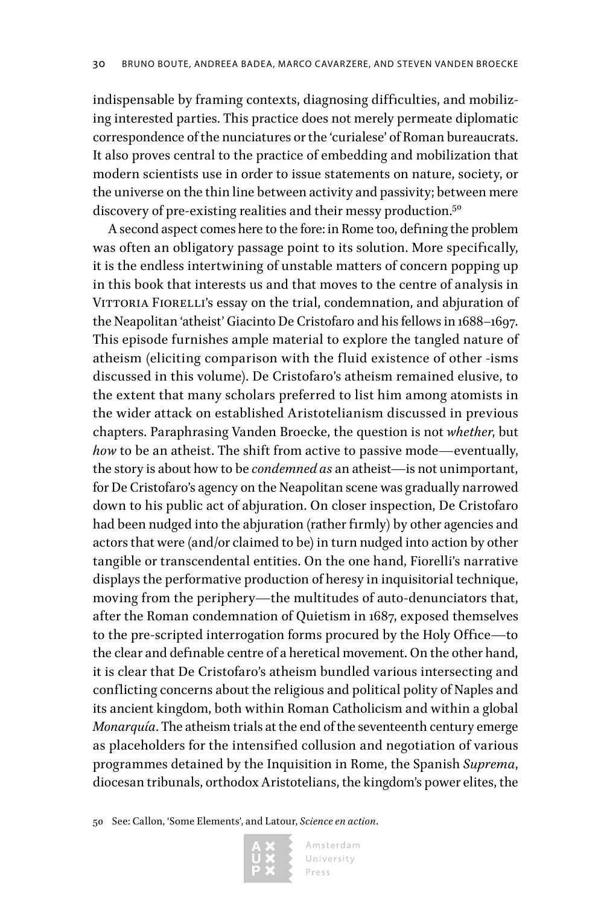indispensable by framing contexts, diagnosing difficulties, and mobilizing interested parties. This practice does not merely permeate diplomatic correspondence of the nunciatures or the 'curialese' of Roman bureaucrats. It also proves central to the practice of embedding and mobilization that modern scientists use in order to issue statements on nature, society, or the universe on the thin line between activity and passivity; between mere discovery of pre-existing realities and their messy production.[50]

A second aspect comes here to the fore: in Rome too, defining the problem was often an obligatory passage point to its solution. More specifically, it is the endless intertwining of unstable matters of concern popping up in this book that interests us and that moves to the centre of analysis in Vittoria Fiorelli's essay on the trial, condemnation, and abjuration of the Neapolitan 'atheist' Giacinto De Cristofaro and his fellows in 1688–1697. This episode furnishes ample material to explore the tangled nature of atheism (eliciting comparison with the fluid existence of other -isms discussed in this volume). De Cristofaro's atheism remained elusive, to the extent that many scholars preferred to list him among atomists in the wider attack on established Aristotelianism discussed in previous chapters. Paraphrasing Vanden Broecke, the question is not *whether*, but *how* to be an atheist. The shift from active to passive mode—eventually, the story is about how to be *condemned as* an atheist—is not unimportant, for De Cristofaro's agency on the Neapolitan scene was gradually narrowed down to his public act of abjuration. On closer inspection, De Cristofaro had been nudged into the abjuration (rather firmly) by other agencies and actors that were (and/or claimed to be) in turn nudged into action by other tangible or transcendental entities. On the one hand, Fiorelli's narrative displays the performative production of heresy in inquisitorial technique, moving from the periphery—the multitudes of auto-denunciators that, after the Roman condemnation of Quietism in 1687, exposed themselves to the pre-scripted interrogation forms procured by the Holy Office—to the clear and definable centre of a heretical movement. On the other hand, it is clear that De Cristofaro's atheism bundled various intersecting and conflicting concerns about the religious and political polity of Naples and its ancient kingdom, both within Roman Catholicism and within a global *Monarquía*. The atheism trials at the end of the seventeenth century emerge as placeholders for the intensified collusion and negotiation of various programmes detained by the Inquisition in Rome, the Spanish *Suprema*, diocesan tribunals, orthodox Aristotelians, the kingdom's power elites, the

50 See: Callon, 'Some Elements', and Latour, *Science en action*.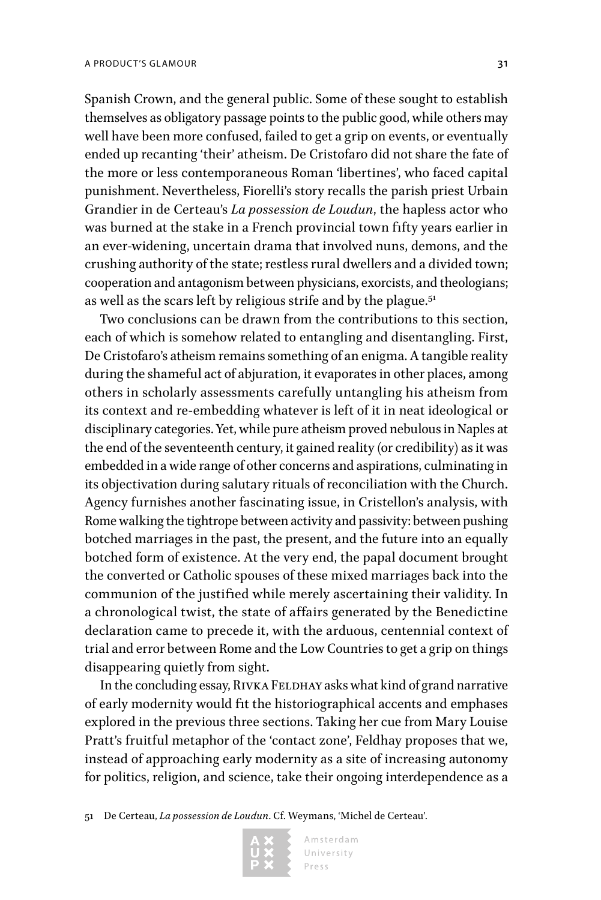Spanish Crown, and the general public. Some of these sought to establish themselves as obligatory passage points to the public good, while others may well have been more confused, failed to get a grip on events, or eventually ended up recanting 'their' atheism. De Cristofaro did not share the fate of the more or less contemporaneous Roman 'libertines', who faced capital punishment. Nevertheless, Fiorelli's story recalls the parish priest Urbain Grandier in de Certeau's *La possession de Loudun*, the hapless actor who was burned at the stake in a French provincial town fifty years earlier in an ever-widening, uncertain drama that involved nuns, demons, and the crushing authority of the state; restless rural dwellers and a divided town; cooperation and antagonism between physicians, exorcists, and theologians; as well as the scars left by religious strife and by the plague.[51]

Two conclusions can be drawn from the contributions to this section, each of which is somehow related to entangling and disentangling. First, De Cristofaro's atheism remains something of an enigma. A tangible reality during the shameful act of abjuration, it evaporates in other places, among others in scholarly assessments carefully untangling his atheism from its context and re-embedding whatever is left of it in neat ideological or disciplinary categories. Yet, while pure atheism proved nebulous in Naples at the end of the seventeenth century, it gained reality (or credibility) as it was embedded in a wide range of other concerns and aspirations, culminating in its objectivation during salutary rituals of reconciliation with the Church. Agency furnishes another fascinating issue, in Cristellon's analysis, with Rome walking the tightrope between activity and passivity: between pushing botched marriages in the past, the present, and the future into an equally botched form of existence. At the very end, the papal document brought the converted or Catholic spouses of these mixed marriages back into the communion of the justified while merely ascertaining their validity. In a chronological twist, the state of affairs generated by the Benedictine declaration came to precede it, with the arduous, centennial context of trial and error between Rome and the Low Countries to get a grip on things disappearing quietly from sight.

In the concluding essay, Rivka Feldhay asks what kind of grand narrative of early modernity would fit the historiographical accents and emphases explored in the previous three sections. Taking her cue from Mary Louise Pratt's fruitful metaphor of the 'contact zone', Feldhay proposes that we, instead of approaching early modernity as a site of increasing autonomy for politics, religion, and science, take their ongoing interdependence as a

51 De Certeau, *La possession de Loudun*. Cf. Weymans, 'Michel de Certeau'.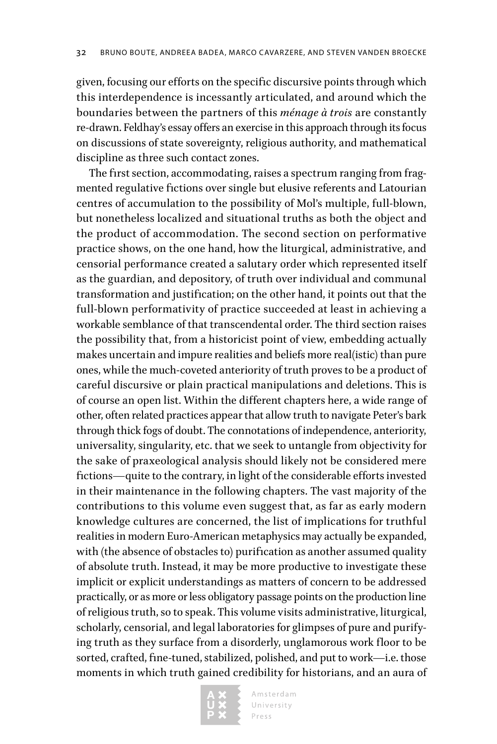given, focusing our efforts on the specific discursive points through which this interdependence is incessantly articulated, and around which the boundaries between the partners of this *ménage à trois* are constantly re-drawn. Feldhay's essay offers an exercise in this approach through its focus on discussions of state sovereignty, religious authority, and mathematical discipline as three such contact zones.

The first section, accommodating, raises a spectrum ranging from fragmented regulative fictions over single but elusive referents and Latourian centres of accumulation to the possibility of Mol's multiple, full-blown, but nonetheless localized and situational truths as both the object and the product of accommodation. The second section on performative practice shows, on the one hand, how the liturgical, administrative, and censorial performance created a salutary order which represented itself as the guardian, and depository, of truth over individual and communal transformation and justification; on the other hand, it points out that the full-blown performativity of practice succeeded at least in achieving a workable semblance of that transcendental order. The third section raises the possibility that, from a historicist point of view, embedding actually makes uncertain and impure realities and beliefs more real(istic) than pure ones, while the much-coveted anteriority of truth proves to be a product of careful discursive or plain practical manipulations and deletions. This is of course an open list. Within the different chapters here, a wide range of other, often related practices appear that allow truth to navigate Peter's bark through thick fogs of doubt. The connotations of independence, anteriority, universality, singularity, etc. that we seek to untangle from objectivity for the sake of praxeological analysis should likely not be considered mere fictions—quite to the contrary, in light of the considerable efforts invested in their maintenance in the following chapters. The vast majority of the contributions to this volume even suggest that, as far as early modern knowledge cultures are concerned, the list of implications for truthful realities in modern Euro-American metaphysics may actually be expanded, with (the absence of obstacles to) purification as another assumed quality of absolute truth. Instead, it may be more productive to investigate these implicit or explicit understandings as matters of concern to be addressed practically, or as more or less obligatory passage points on the production line of religious truth, so to speak. This volume visits administrative, liturgical, scholarly, censorial, and legal laboratories for glimpses of pure and purifying truth as they surface from a disorderly, unglamorous work floor to be sorted, crafted, fine-tuned, stabilized, polished, and put to work—i.e. those moments in which truth gained credibility for historians, and an aura of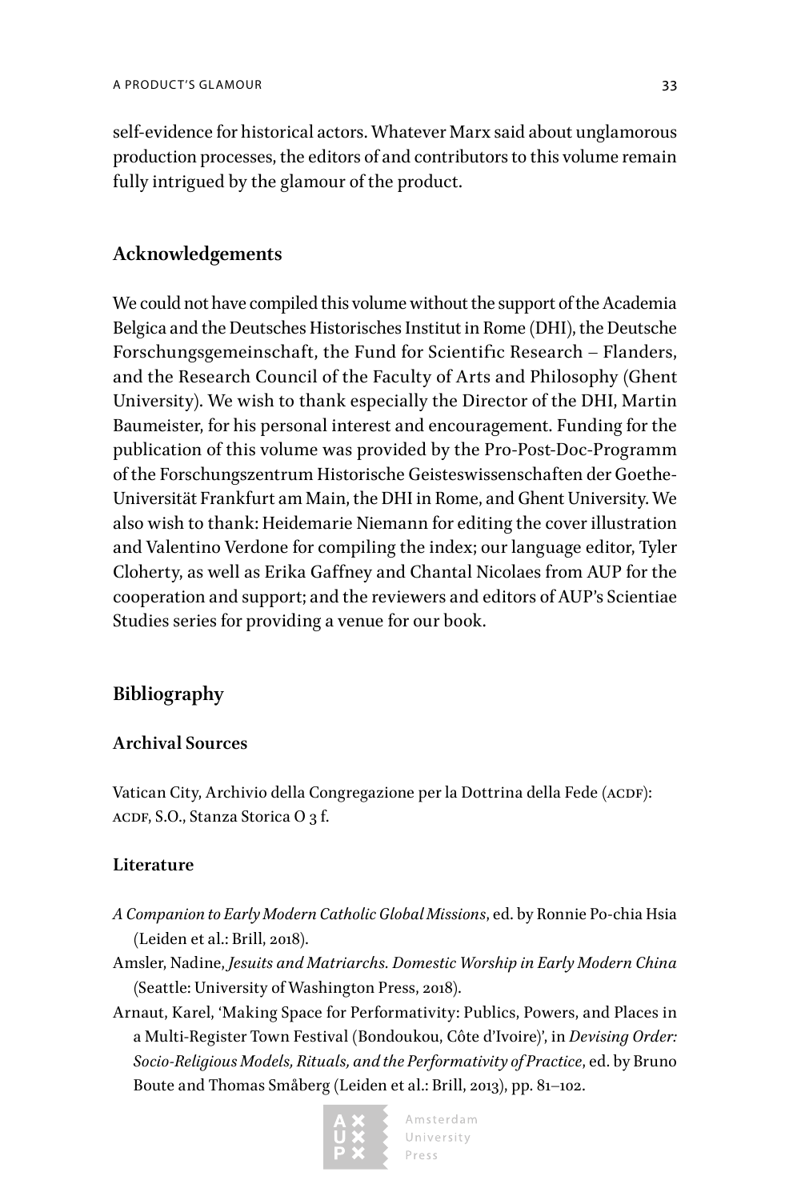self-evidence for historical actors. Whatever Marx said about unglamorous production processes, the editors of and contributors to this volume remain fully intrigued by the glamour of the product.

## Acknowledgements

We could not have compiled this volume without the support of the Academia Belgica and the Deutsches Historisches Institut in Rome (DHI), the Deutsche Forschungsgemeinschaft, the Fund for Scientific Research – Flanders, and the Research Council of the Faculty of Arts and Philosophy (Ghent University). We wish to thank especially the Director of the DHI, Martin Baumeister, for his personal interest and encouragement. Funding for the publication of this volume was provided by the Pro-Post-Doc-Programm of the Forschungszentrum Historische Geisteswissenschaften der Goethe-Universität Frankfurt am Main, the DHI in Rome, and Ghent University. We also wish to thank: Heidemarie Niemann for editing the cover illustration and Valentino Verdone for compiling the index; our language editor, Tyler Cloherty, as well as Erika Gaffney and Chantal Nicolaes from AUP for the cooperation and support; and the reviewers and editors of AUP's Scientiae Studies series for providing a venue for our book.

## Bibliography

### Archival Sources

Vatican City, Archivio della Congregazione per la Dottrina della Fede (ACDF): ACDF, S.O., Stanza Storica O 3 f.

### Literature

*A Companion to Early Modern Catholic Global Missions*, ed. by Ronnie Po-chia Hsia (Leiden et al.: Brill, 2018).

Amsler, Nadine, *Jesuits and Matriarchs. Domestic Worship in Early Modern China* (Seattle: University of Washington Press, 2018).

Arnaut, Karel, 'Making Space for Performativity: Publics, Powers, and Places in a Multi-Register Town Festival (Bondoukou, Côte d'Ivoire)', in *Devising Order: Socio-Religious Models, Rituals, and the Performativity of Practice*, ed. by Bruno Boute and Thomas Småberg (Leiden et al.: Brill, 2013), pp. 81–102.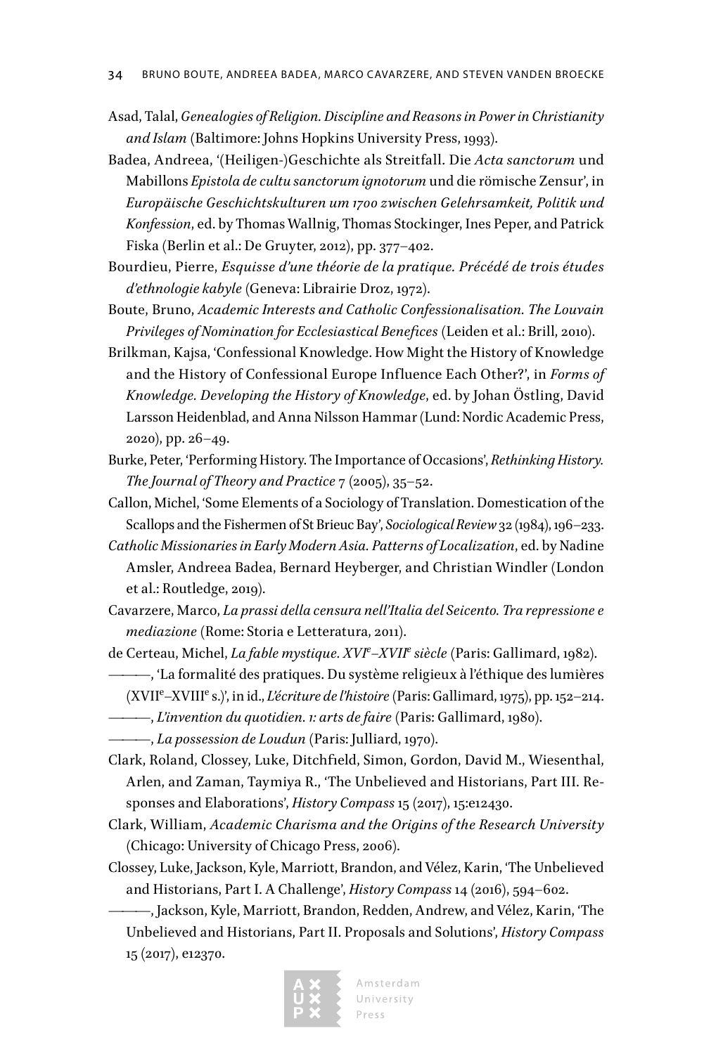Asad, Talal, *Genealogies of Religion. Discipline and Reasons in Power in Christianity and Islam* (Baltimore: Johns Hopkins University Press, 1993).

Badea, Andreea, '(Heiligen-)Geschichte als Streitfall. Die *Acta sanctorum* und Mabillons *Epistola de cultu sanctorum ignotorum* und die römische Zensur', in *Europäische Geschichtskulturen um 1700 zwischen Gelehrsamkeit, Politik und Konfession*, ed. by Thomas Wallnig, Thomas Stockinger, Ines Peper, and Patrick Fiska (Berlin et al.: De Gruyter, 2012), pp. 377–402.

Bourdieu, Pierre, *Esquisse d'une théorie de la pratique. Précédé de trois études d'ethnologie kabyle* (Geneva: Librairie Droz, 1972).

Boute, Bruno, *Academic Interests and Catholic Confessionalisation. The Louvain Privileges of Nomination for Ecclesiastical Benefices* (Leiden et al.: Brill, 2010).

Brilkman, Kajsa, 'Confessional Knowledge. How Might the History of Knowledge and the History of Confessional Europe Influence Each Other?', in *Forms of Knowledge. Developing the History of Knowledge*, ed. by Johan Östling, David Larsson Heidenblad, and Anna Nilsson Hammar (Lund: Nordic Academic Press, 2020), pp. 26–49.

Burke, Peter, 'Performing History. The Importance of Occasions', *Rethinking History. The Journal of Theory and Practice* 7 (2005), 35–52.

Callon, Michel, 'Some Elements of a Sociology of Translation. Domestication of the Scallops and the Fishermen of St Brieuc Bay', *Sociological Review* 32 (1984), 196–233.

*Catholic Missionaries in Early Modern Asia. Patterns of Localization*, ed. by Nadine Amsler, Andreea Badea, Bernard Heyberger, and Christian Windler (London et al.: Routledge, 2019).

Cavarzere, Marco, *La prassi della censura nell'Italia del Seicento. Tra repressione e mediazione* (Rome: Storia e Letteratura, 2011).

de Certeau, Michel, *La fable mystique. XVI*[e]*–XVII*[e] *siècle* (Paris: Gallimard, 1982).

———, 'La formalité des pratiques. Du système religieux à l'éthique des lumières (XVII[e]–XVIII[e] s.)', in id., *L'écriture de l'histoire* (Paris: Gallimard, 1975), pp. 152–214.

———, *L'invention du quotidien. 1: arts de faire* (Paris: Gallimard, 1980).

———, *La possession de Loudun* (Paris: Julliard, 1970).

Clark, Roland, Clossey, Luke, Ditchfield, Simon, Gordon, David M., Wiesenthal, Arlen, and Zaman, Taymiya R., 'The Unbelieved and Historians, Part III. Responses and Elaborations', *History Compass* 15 (2017), 15:e12430.

Clark, William, *Academic Charisma and the Origins of the Research University* (Chicago: University of Chicago Press, 2006).

Clossey, Luke, Jackson, Kyle, Marriott, Brandon, and Vélez, Karin, 'The Unbelieved and Historians, Part I. A Challenge', *History Compass* 14 (2016), 594–602.

———, Jackson, Kyle, Marriott, Brandon, Redden, Andrew, and Vélez, Karin, 'The Unbelieved and Historians, Part II. Proposals and Solutions', *History Compass* 15 (2017), e12370.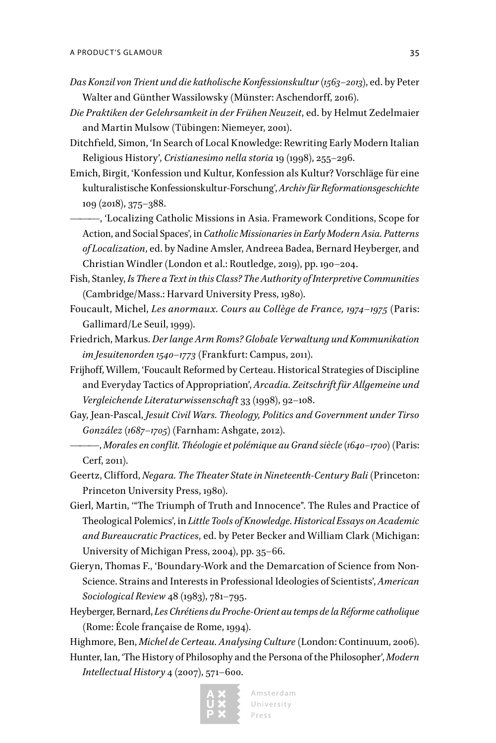*Das Konzil von Trient und die katholische Konfessionskultur (1563–2013)*, ed. by Peter Walter and Günther Wassilowsky (Münster: Aschendorff, 2016).

*Die Praktiken der Gelehrsamkeit in der Frühen Neuzeit*, ed. by Helmut Zedelmaier and Martin Mulsow (Tübingen: Niemeyer, 2001).

Ditchfield, Simon, 'In Search of Local Knowledge: Rewriting Early Modern Italian Religious History', *Cristianesimo nella storia* 19 (1998), 255–296.

Emich, Birgit, 'Konfession und Kultur, Konfession als Kultur? Vorschläge für eine kulturalistische Konfessionskultur-Forschung', *Archiv für Reformationsgeschichte* 109 (2018), 375–388.

———, 'Localizing Catholic Missions in Asia. Framework Conditions, Scope for Action, and Social Spaces', in *Catholic Missionaries in Early Modern Asia. Patterns of Localization*, ed. by Nadine Amsler, Andreea Badea, Bernard Heyberger, and Christian Windler (London et al.: Routledge, 2019), pp. 190–204.

Fish, Stanley, *Is There a Text in this Class? The Authority of Interpretive Communities* (Cambridge/Mass.: Harvard University Press, 1980).

Foucault, Michel, *Les anormaux. Cours au Collège de France, 1974–1975* (Paris: Gallimard/Le Seuil, 1999).

Friedrich, Markus. *Der lange Arm Roms? Globale Verwaltung und Kommunikation im Jesuitenorden 1540–1773* (Frankfurt: Campus, 2011).

Frijhoff, Willem, 'Foucault Reformed by Certeau. Historical Strategies of Discipline and Everyday Tactics of Appropriation', *Arcadia. Zeitschrift für Allgemeine und Vergleichende Literaturwissenschaft* 33 (1998), 92–108.

Gay, Jean-Pascal, *Jesuit Civil Wars. Theology, Politics and Government under Tirso González (1687–1705)* (Farnham: Ashgate, 2012).

———, *Morales en conflit. Théologie et polémique au Grand siècle (1640–1700)* (Paris: Cerf, 2011).

Geertz, Clifford, *Negara. The Theater State in Nineteenth-Century Bali* (Princeton: Princeton University Press, 1980).

Gierl, Martin, '"The Triumph of Truth and Innocence". The Rules and Practice of Theological Polemics', in *Little Tools of Knowledge. Historical Essays on Academic and Bureaucratic Practices*, ed. by Peter Becker and William Clark (Michigan: University of Michigan Press, 2004), pp. 35–66.

Gieryn, Thomas F., 'Boundary-Work and the Demarcation of Science from Non-Science. Strains and Interests in Professional Ideologies of Scientists', *American Sociological Review* 48 (1983), 781–795.

Heyberger, Bernard, *Les Chrétiens du Proche-Orient au temps de la Réforme catholique* (Rome: École française de Rome, 1994).

Highmore, Ben, *Michel de Certeau. Analysing Culture* (London: Continuum, 2006).

Hunter, Ian, 'The History of Philosophy and the Persona of the Philosopher', *Modern Intellectual History* 4 (2007), 571–600.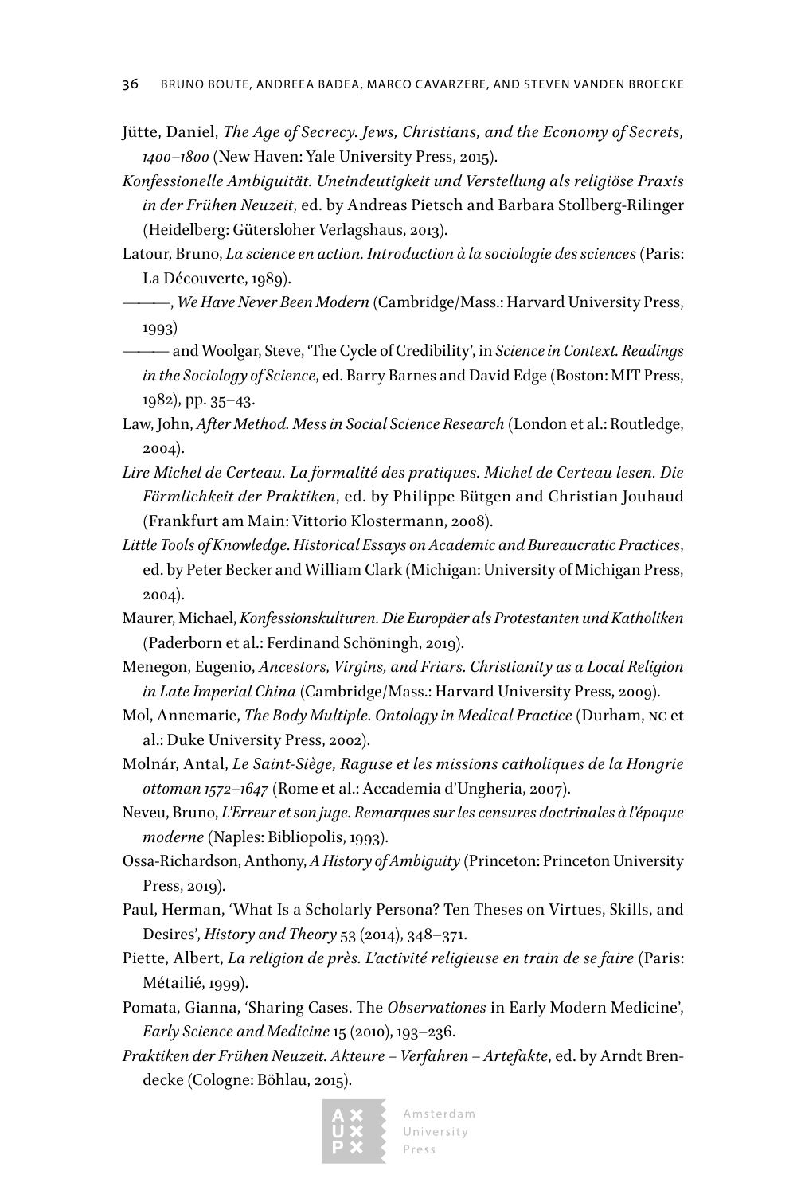Jütte, Daniel, *The Age of Secrecy. Jews, Christians, and the Economy of Secrets, 1400–1800* (New Haven: Yale University Press, 2015).

*Konfessionelle Ambiguität. Uneindeutigkeit und Verstellung als religiöse Praxis in der Frühen Neuzeit*, ed. by Andreas Pietsch and Barbara Stollberg-Rilinger (Heidelberg: Gütersloher Verlagshaus, 2013).

Latour, Bruno, *La science en action. Introduction à la sociologie des sciences* (Paris: La Découverte, 1989).

———, *We Have Never Been Modern* (Cambridge/Mass.: Harvard University Press, 1993)

——— and Woolgar, Steve, 'The Cycle of Credibility', in *Science in Context. Readings in the Sociology of Science*, ed. Barry Barnes and David Edge (Boston: MIT Press, 1982), pp. 35–43.

Law, John, *After Method. Mess in Social Science Research* (London et al.: Routledge, 2004).

*Lire Michel de Certeau. La formalité des pratiques. Michel de Certeau lesen. Die Förmlichkeit der Praktiken*, ed. by Philippe Bütgen and Christian Jouhaud (Frankfurt am Main: Vittorio Klostermann, 2008).

*Little Tools of Knowledge. Historical Essays on Academic and Bureaucratic Practices*, ed. by Peter Becker and William Clark (Michigan: University of Michigan Press, 2004).

Maurer, Michael, *Konfessionskulturen. Die Europäer als Protestanten und Katholiken* (Paderborn et al.: Ferdinand Schöningh, 2019).

Menegon, Eugenio, *Ancestors, Virgins, and Friars. Christianity as a Local Religion in Late Imperial China* (Cambridge/Mass.: Harvard University Press, 2009).

Mol, Annemarie, *The Body Multiple. Ontology in Medical Practice* (Durham, NC et al.: Duke University Press, 2002).

Molnár, Antal, *Le Saint-Siège, Raguse et les missions catholiques de la Hongrie ottoman 1572–1647* (Rome et al.: Accademia d'Ungheria, 2007).

Neveu, Bruno, *L'Erreur et son juge. Remarques sur les censures doctrinales à l'époque moderne* (Naples: Bibliopolis, 1993).

Ossa-Richardson, Anthony, *A History of Ambiguity* (Princeton: Princeton University Press, 2019).

Paul, Herman, 'What Is a Scholarly Persona? Ten Theses on Virtues, Skills, and Desires', *History and Theory* 53 (2014), 348–371.

Piette, Albert, *La religion de près. L'activité religieuse en train de se faire* (Paris: Métailié, 1999).

Pomata, Gianna, 'Sharing Cases. The *Observationes* in Early Modern Medicine', *Early Science and Medicine* 15 (2010), 193–236.

*Praktiken der Frühen Neuzeit. Akteure – Verfahren – Artefakte*, ed. by Arndt Brendecke (Cologne: Böhlau, 2015).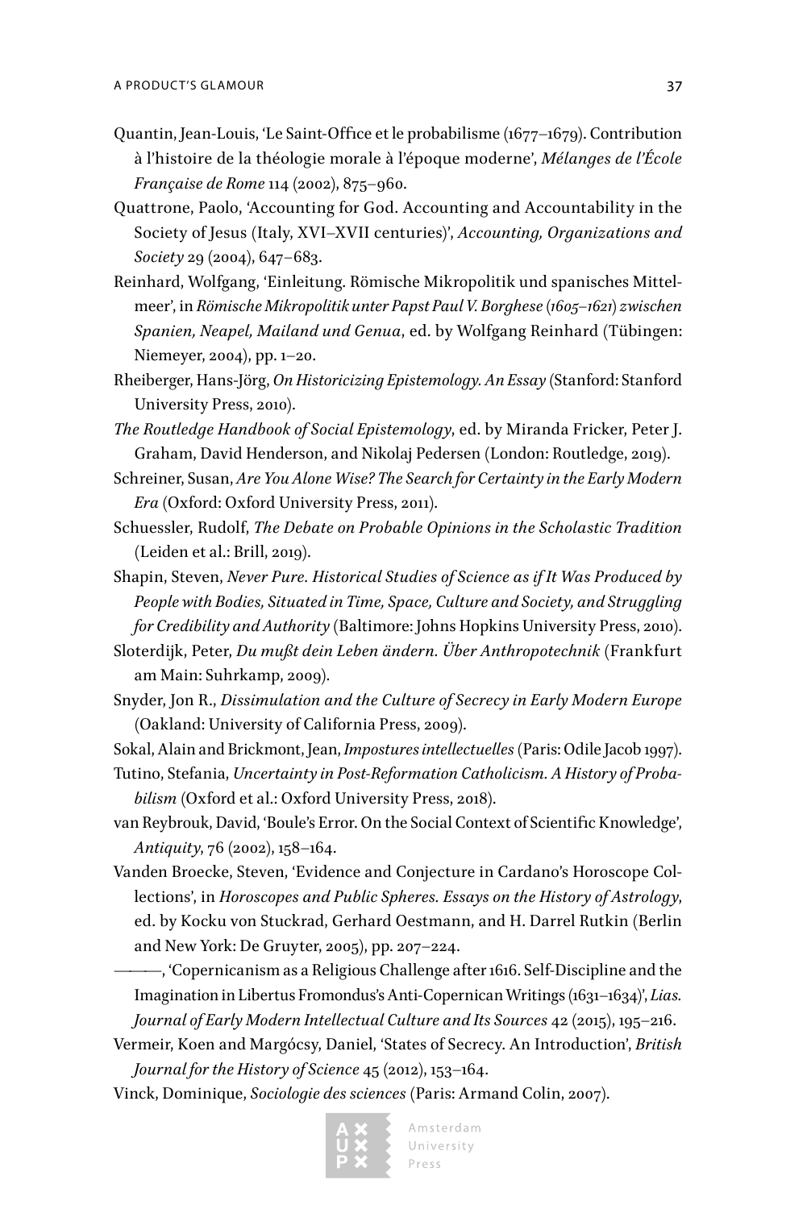Quantin, Jean-Louis, 'Le Saint-Office et le probabilisme (1677–1679). Contribution à l'histoire de la théologie morale à l'époque moderne', *Mélanges de l'École Française de Rome* 114 (2002), 875–960.

Quattrone, Paolo, 'Accounting for God. Accounting and Accountability in the Society of Jesus (Italy, XVI–XVII centuries)', *Accounting, Organizations and Society* 29 (2004), 647–683.

Reinhard, Wolfgang, 'Einleitung. Römische Mikropolitik und spanisches Mittelmeer', in *Römische Mikropolitik unter Papst Paul V. Borghese (1605–1621) zwischen Spanien, Neapel, Mailand und Genua*, ed. by Wolfgang Reinhard (Tübingen: Niemeyer, 2004), pp. 1–20.

Rheiberger, Hans-Jörg, *On Historicizing Epistemology. An Essay* (Stanford: Stanford University Press, 2010).

*The Routledge Handbook of Social Epistemology*, ed. by Miranda Fricker, Peter J. Graham, David Henderson, and Nikolaj Pedersen (London: Routledge, 2019).

Schreiner, Susan, *Are You Alone Wise? The Search for Certainty in the Early Modern Era* (Oxford: Oxford University Press, 2011).

Schuessler, Rudolf, *The Debate on Probable Opinions in the Scholastic Tradition* (Leiden et al.: Brill, 2019).

Shapin, Steven, *Never Pure. Historical Studies of Science as if It Was Produced by People with Bodies, Situated in Time, Space, Culture and Society, and Struggling for Credibility and Authority* (Baltimore: Johns Hopkins University Press, 2010).

Sloterdijk, Peter, *Du mußt dein Leben ändern. Über Anthropotechnik* (Frankfurt am Main: Suhrkamp, 2009).

Snyder, Jon R., *Dissimulation and the Culture of Secrecy in Early Modern Europe* (Oakland: University of California Press, 2009).

Sokal, Alain and Brickmont, Jean, *Impostures intellectuelles* (Paris: Odile Jacob 1997).

Tutino, Stefania, *Uncertainty in Post-Reformation Catholicism. A History of Probabilism* (Oxford et al.: Oxford University Press, 2018).

van Reybrouk, David, 'Boule's Error. On the Social Context of Scientific Knowledge', *Antiquity*, 76 (2002), 158–164.

Vanden Broecke, Steven, 'Evidence and Conjecture in Cardano's Horoscope Collections', in *Horoscopes and Public Spheres. Essays on the History of Astrology*, ed. by Kocku von Stuckrad, Gerhard Oestmann, and H. Darrel Rutkin (Berlin and New York: De Gruyter, 2005), pp. 207–224.

———, 'Copernicanism as a Religious Challenge after 1616. Self-Discipline and the Imagination in Libertus Fromondus's Anti-Copernican Writings (1631–1634)', *Lias. Journal of Early Modern Intellectual Culture and Its Sources* 42 (2015), 195–216.

Vermeir, Koen and Margócsy, Daniel, 'States of Secrecy. An Introduction', *British Journal for the History of Science* 45 (2012), 153–164.

Vinck, Dominique, *Sociologie des sciences* (Paris: Armand Colin, 2007).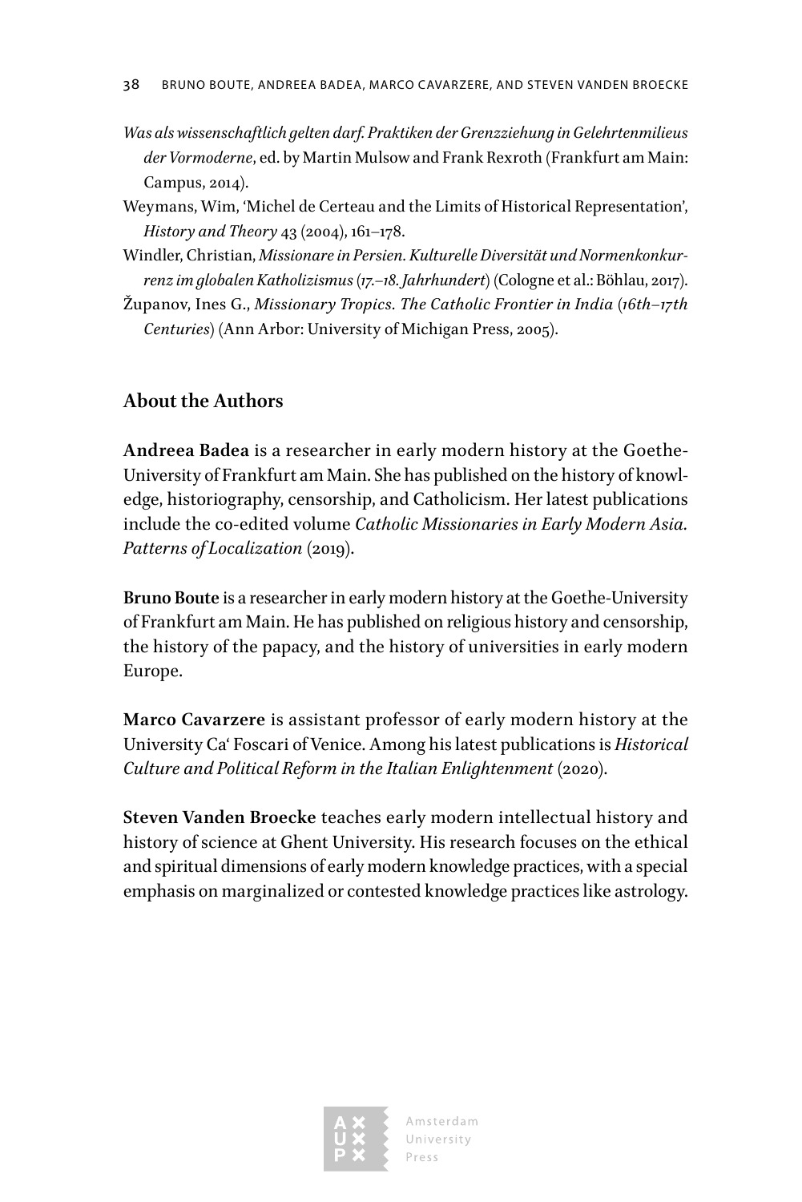*Was als wissenschaftlich gelten darf. Praktiken der Grenzziehung in Gelehrtenmilieus der Vormoderne*, ed. by Martin Mulsow and Frank Rexroth (Frankfurt am Main: Campus, 2014).

Weymans, Wim, 'Michel de Certeau and the Limits of Historical Representation', *History and Theory* 43 (2004), 161–178.

Windler, Christian, *Missionare in Persien. Kulturelle Diversität und Normenkonkurrenz im globalen Katholizismus (17.–18. Jahrhundert)* (Cologne et al.: Böhlau, 2017).

Županov, Ines G., *Missionary Tropics. The Catholic Frontier in India (16th–17th Centuries)* (Ann Arbor: University of Michigan Press, 2005).

## About the Authors

**Andreea Badea** is a researcher in early modern history at the Goethe-University of Frankfurt am Main. She has published on the history of knowledge, historiography, censorship, and Catholicism. Her latest publications include the co-edited volume *Catholic Missionaries in Early Modern Asia. Patterns of Localization* (2019).

**Bruno Boute** is a researcher in early modern history at the Goethe-University of Frankfurt am Main. He has published on religious history and censorship, the history of the papacy, and the history of universities in early modern Europe.

**Marco Cavarzere** is assistant professor of early modern history at the University Ca' Foscari of Venice. Among his latest publications is *Historical Culture and Political Reform in the Italian Enlightenment* (2020).

**Steven Vanden Broecke** teaches early modern intellectual history and history of science at Ghent University. His research focuses on the ethical and spiritual dimensions of early modern knowledge practices, with a special emphasis on marginalized or contested knowledge practices like astrology.